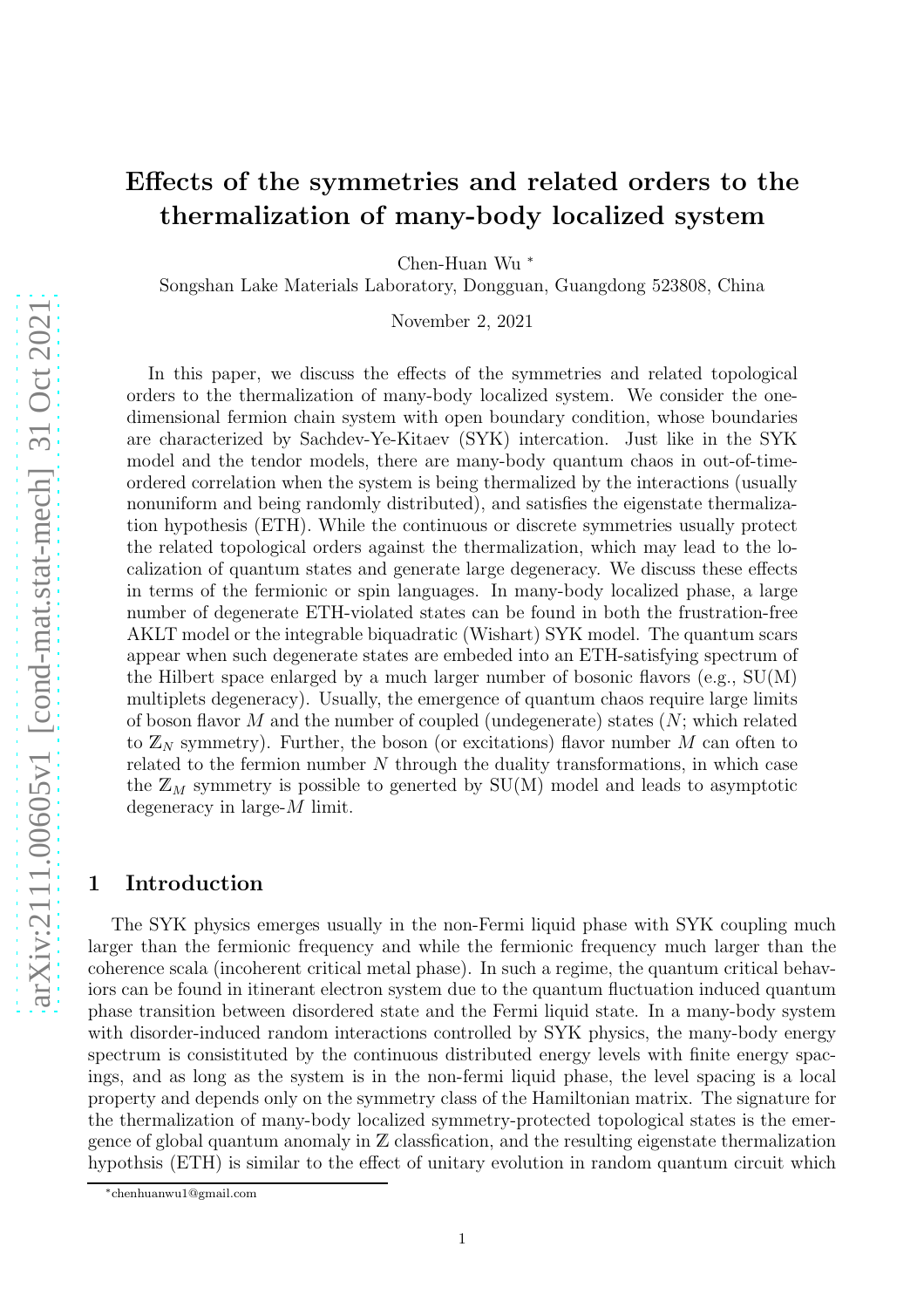# Effects of the symmetries and related orders to the thermalization of many-body localized system

Chen-Huan Wu *

Songshan Lake Materials Laboratory, Dongguan, Guangdong 523808, China

November 2, 2021

In this paper, we discuss the effects of the symmetries and related topological orders to the thermalization of many-body localized system. We consider the one-dimensional fermion chain system with open boundary condition, whose boundaries are characterized by Sachdev-Ye-Kitaev (SYK) intercation. Just like in the SYK model and the tendor models, there are many-body quantum chaos in out-of-time-ordered correlation when the system is being thermalized by the interactions (usually nonuniform and being randomly distributed), and satisfies the eigenstate thermalization hypothesis (ETH). While the continuous or discrete symmetries usually protect the related topological orders against the thermalization, which may lead to the localization of quantum states and generate large degeneracy. We discuss these effects in terms of the fermionic or spin languages. In many-body localized phase, a large number of degenerate ETH-violated states can be found in both the frustration-free AKLT model or the integrable biquadratic (Wishart) SYK model. The quantum scars appear when such degenerate states are embeded into an ETH-satisfying spectrum of the Hilbert space enlarged by a much larger number of bosonic flavors (e.g., SU(M) multiplets degeneracy). Usually, the emergence of quantum chaos require large limits of boson flavor $M$ and the number of coupled (undegenerate) states ($N$; which related to $\mathbb{Z}_N$ symmetry). Further, the boson (or excitations) flavor number $M$ can often to related to the fermion number $N$ through the duality transformations, in which case the $\mathbb{Z}_M$ symmetry is possible to generted by SU(M) model and leads to asymptotic degeneracy in large-$M$ limit.

## 1 Introduction

The SYK physics emerges usually in the non-Fermi liquid phase with SYK coupling much larger than the fermionic frequency and while the fermionic frequency much larger than the coherence scala (incoherent critical metal phase). In such a regime, the quantum critical behaviors can be found in itinerant electron system due to the quantum fluctuation induced quantum phase transition between disordered state and the Fermi liquid state. In a many-body system with disorder-induced random interactions controlled by SYK physics, the many-body energy spectrum is consistituted by the continuous distributed energy levels with finite energy spacings, and as long as the system is in the non-fermi liquid phase, the level spacing is a local property and depends only on the symmetry class of the Hamiltonian matrix. The signature for the thermalization of many-body localized symmetry-protected topological states is the emergence of global quantum anomaly in $\mathbb{Z}$ classfication, and the resulting eigenstate thermalization hypothsis (ETH) is similar to the effect of unitary evolution in random quantum circuit which

*chenhuanwu1@gmail.com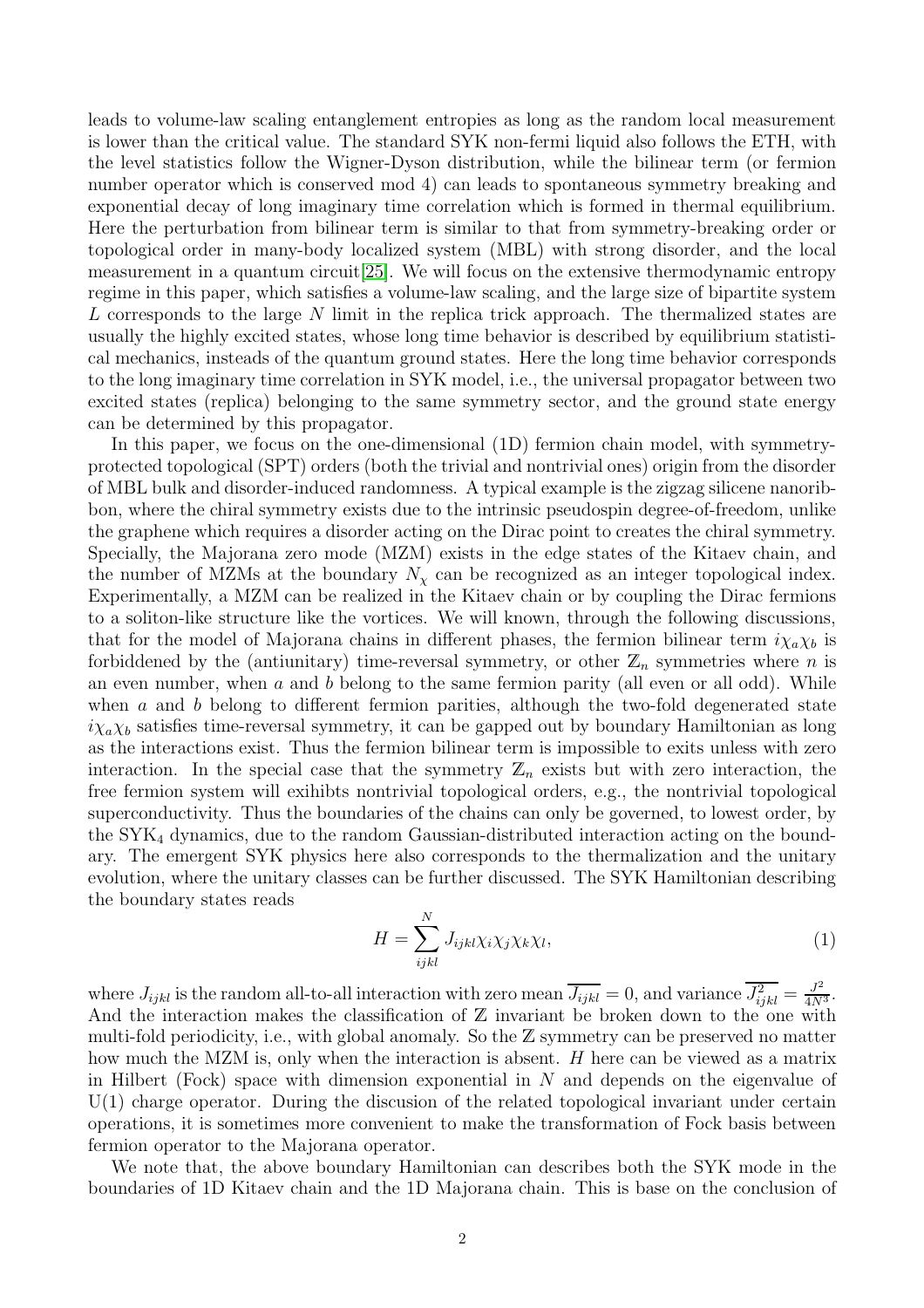leads to volume-law scaling entanglement entropies as long as the random local measurement is lower than the critical value. The standard SYK non-fermi liquid also follows the ETH, with the level statistics follow the Wigner-Dyson distribution, while the bilinear term (or fermion number operator which is conserved mod 4) can leads to spontaneous symmetry breaking and exponential decay of long imaginary time correlation which is formed in thermal equilibrium. Here the perturbation from bilinear term is similar to that from symmetry-breaking order or topological order in many-body localized system (MBL) with strong disorder, and the local measurement in a quantum circuit[25]. We will focus on the extensive thermodynamic entropy regime in this paper, which satisfies a volume-law scaling, and the large size of bipartite system $L$ corresponds to the large $N$ limit in the replica trick approach. The thermalized states are usually the highly excited states, whose long time behavior is described by equilibrium statistical mechanics, insteads of the quantum ground states. Here the long time behavior corresponds to the long imaginary time correlation in SYK model, i.e., the universal propagator between two excited states (replica) belonging to the same symmetry sector, and the ground state energy can be determined by this propagator.

In this paper, we focus on the one-dimensional (1D) fermion chain model, with symmetry-protected topological (SPT) orders (both the trivial and nontrivial ones) origin from the disorder of MBL bulk and disorder-induced randomness. A typical example is the zigzag silicene nanoribbon, where the chiral symmetry exists due to the intrinsic pseudospin degree-of-freedom, unlike the graphene which requires a disorder acting on the Dirac point to creates the chiral symmetry. Specially, the Majorana zero mode (MZM) exists in the edge states of the Kitaev chain, and the number of MZMs at the boundary $N_{\chi}$ can be recognized as an integer topological index. Experimentally, a MZM can be realized in the Kitaev chain or by coupling the Dirac fermions to a soliton-like structure like the vortices. We will known, through the following discussions, that for the model of Majorana chains in different phases, the fermion bilinear term $i\chi_a\chi_b$ is forbiddened by the (antiunitary) time-reversal symmetry, or other $\mathbb{Z}_n$ symmetries where $n$ is an even number, when $a$ and $b$ belong to the same fermion parity (all even or all odd). While when $a$ and $b$ belong to different fermion parities, although the two-fold degenerated state $i\chi_a\chi_b$ satisfies time-reversal symmetry, it can be gapped out by boundary Hamiltonian as long as the interactions exist. Thus the fermion bilinear term is impossible to exits unless with zero interaction. In the special case that the symmetry $\mathbb{Z}_n$ exists but with zero interaction, the free fermion system will exihibts nontrivial topological orders, e.g., the nontrivial topological superconductivity. Thus the boundaries of the chains can only be governed, to lowest order, by the $\text{SYK}_4$ dynamics, due to the random Gaussian-distributed interaction acting on the boundary. The emergent SYK physics here also corresponds to the thermalization and the unitary evolution, where the unitary classes can be further discussed. The SYK Hamiltonian describing the boundary states reads

$$H = \sum_{ijkl}^{N} J_{ijkl}\chi_i\chi_j\chi_k\chi_l, \tag{1}$$

where $J_{ijkl}$ is the random all-to-all interaction with zero mean $\overline{J_{ijkl}} = 0$, and variance $\overline{J_{ijkl}^2} = \frac{J^2}{4N^3}$. And the interaction makes the classification of $\mathbb{Z}$ invariant be broken down to the one with multi-fold periodicity, i.e., with global anomaly. So the $\mathbb{Z}$ symmetry can be preserved no matter how much the MZM is, only when the interaction is absent. $H$ here can be viewed as a matrix in Hilbert (Fock) space with dimension exponential in $N$ and depends on the eigenvalue of U(1) charge operator. During the discusion of the related topological invariant under certain operations, it is sometimes more convenient to make the transformation of Fock basis between fermion operator to the Majorana operator.

We note that, the above boundary Hamiltonian can describes both the SYK mode in the boundaries of 1D Kitaev chain and the 1D Majorana chain. This is base on the conclusion of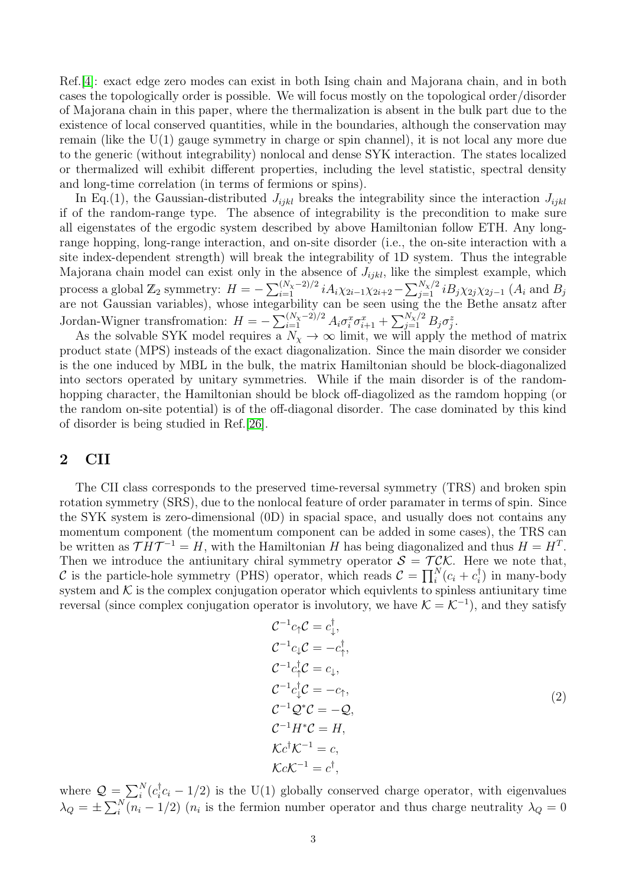Ref.[4]: exact edge zero modes can exist in both Ising chain and Majorana chain, and in both cases the topologically order is possible. We will focus mostly on the topological order/disorder of Majorana chain in this paper, where the thermalization is absent in the bulk part due to the existence of local conserved quantities, while in the boundaries, although the conservation may remain (like the U(1) gauge symmetry in charge or spin channel), it is not local any more due to the generic (without integrability) nonlocal and dense SYK interaction. The states localized or thermalized will exhibit different properties, including the level statistic, spectral density and long-time correlation (in terms of fermions or spins).

In Eq.(1), the Gaussian-distributed $J_{ijkl}$ breaks the integrability since the interaction $J_{ijkl}$ if of the random-range type. The absence of integrability is the precondition to make sure all eigenstates of the ergodic system described by above Hamiltonian follow ETH. Any long-range hopping, long-range interaction, and on-site disorder (i.e., the on-site interaction with a site index-dependent strength) will break the integrability of 1D system. Thus the integrable Majorana chain model can exist only in the absence of $J_{ijkl}$, like the simplest example, which process a global $\mathbb{Z}_2$ symmetry: $H=-\sum_{i=1}^{(N_\chi-2)/2} iA_i\chi_{2i-1}\chi_{2i+2}-\sum_{j=1}^{N_\chi/2} iB_j\chi_{2j}\chi_{2j-1}$ ($A_i$ and $B_j$ are not Gaussian variables), whose integarbility can be seen using the the Bethe ansatz after Jordan-Wigner transfromation: $H=-\sum_{i=1}^{(N_\chi-2)/2} A_i\sigma_i^x\sigma_{i+1}^x+\sum_{j=1}^{N_\chi/2} B_j\sigma_j^z$.

As the solvable SYK model requires a $N_\chi\rightarrow\infty$ limit, we will apply the method of matrix product state (MPS) insteads of the exact diagonalization. Since the main disorder we consider is the one induced by MBL in the bulk, the matrix Hamiltonian should be block-diagonalized into sectors operated by unitary symmetries. While if the main disorder is of the random-hopping character, the Hamiltonian should be block off-diagolized as the ramdom hopping (or the random on-site potential) is of the off-diagonal disorder. The case dominated by this kind of disorder is being studied in Ref.[26].

## 2 CII

The CII class corresponds to the preserved time-reversal symmetry (TRS) and broken spin rotation symmetry (SRS), due to the nonlocal feature of order paramater in terms of spin. Since the SYK system is zero-dimensional (0D) in spacial space, and usually does not contains any momentum component (the momentum component can be added in some cases), the TRS can be written as $\mathcal{T}H\mathcal{T}^{-1}=H$, with the Hamiltonian $H$ has being diagonalized and thus $H=H^T$. Then we introduce the antiunitary chiral symmetry operator $\mathcal{S}=\mathcal{T}\mathcal{C}\mathcal{K}$. Here we note that, $\mathcal{C}$ is the particle-hole symmetry (PHS) operator, which reads $\mathcal{C}=\prod_i^N(c_i+c_i^\dagger)$ in many-body system and $\mathcal{K}$ is the complex conjugation operator which equivlents to spinless antiunitary time reversal (since complex conjugation operator is involutory, we have $\mathcal{K}=\mathcal{K}^{-1}$), and they satisfy

$$
\begin{aligned}
&\mathcal{C}^{-1}c_\uparrow\mathcal{C}=c_\downarrow^\dagger,\\
&\mathcal{C}^{-1}c_\downarrow\mathcal{C}=-c_\uparrow^\dagger,\\
&\mathcal{C}^{-1}c_\uparrow^\dagger\mathcal{C}=c_\downarrow,\\
&\mathcal{C}^{-1}c_\downarrow^\dagger\mathcal{C}=-c_\uparrow,\\
&\mathcal{C}^{-1}\mathcal{Q}^*\mathcal{C}=-\mathcal{Q},\\
&\mathcal{C}^{-1}H^*\mathcal{C}=H,\\
&\mathcal{K}c^\dagger\mathcal{K}^{-1}=c,\\
&\mathcal{K}c\mathcal{K}^{-1}=c^\dagger,
\end{aligned}
\tag{2}
$$

where $\mathcal{Q}=\sum_i^N(c_i^\dagger c_i-1/2)$ is the U(1) globally conserved charge operator, with eigenvalues $\lambda_Q=\pm\sum_i^N(n_i-1/2)$ ($n_i$ is the fermion number operator and thus charge neutrality $\lambda_Q=0$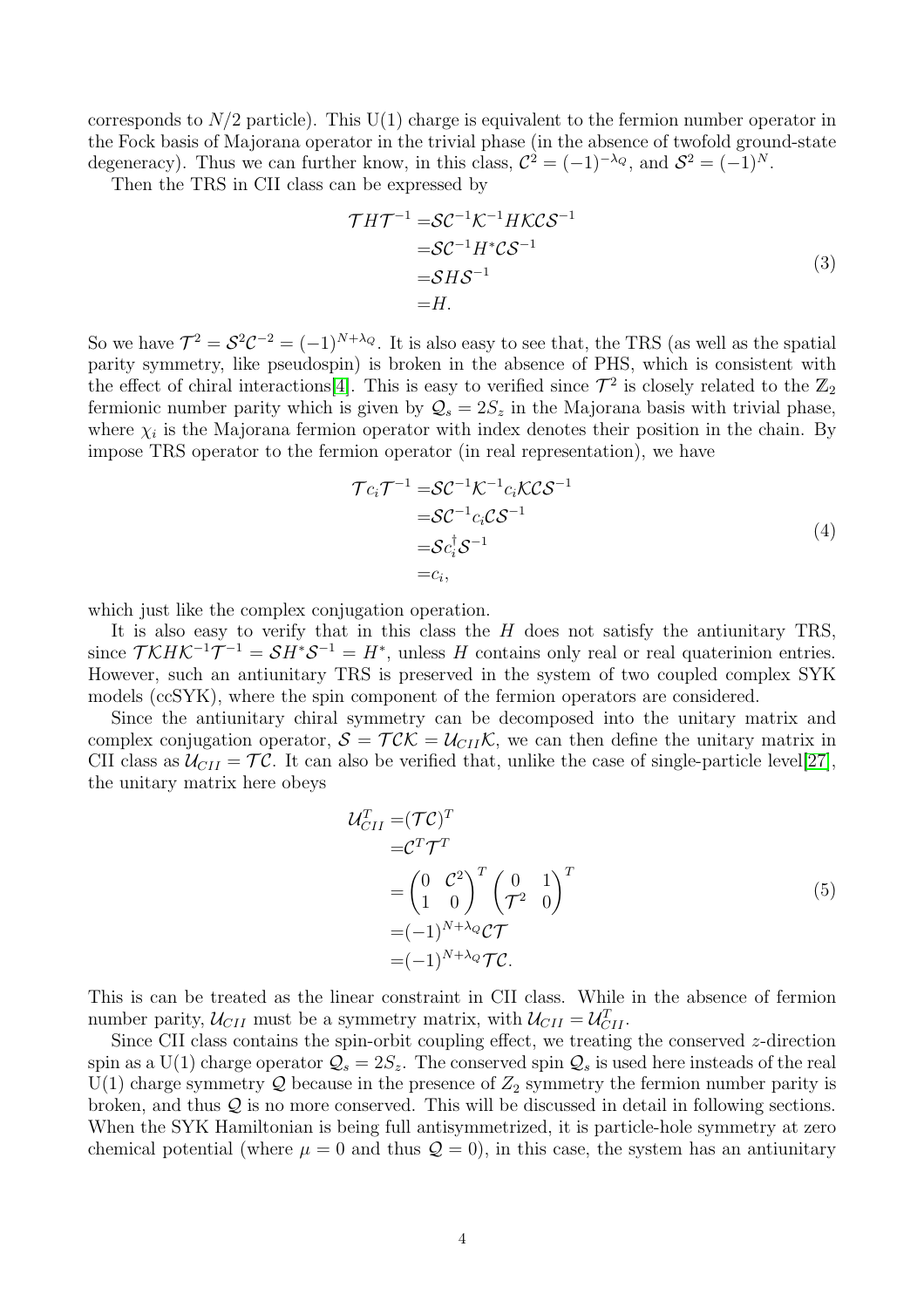corresponds to $N/2$ particle). This U(1) charge is equivalent to the fermion number operator in the Fock basis of Majorana operator in the trivial phase (in the absence of twofold ground-state degeneracy). Thus we can further know, in this class, $\mathcal{C}^2 = (-1)^{-\lambda_Q}$, and $\mathcal{S}^2 = (-1)^N$.

Then the TRS in CII class can be expressed by

$$
\begin{aligned}
\mathcal{T}H\mathcal{T}^{-1} =&\mathcal{S}\mathcal{C}^{-1}\mathcal{K}^{-1}H\mathcal{K}\mathcal{C}\mathcal{S}^{-1}\\
=&\mathcal{S}\mathcal{C}^{-1}H^{*}\mathcal{C}\mathcal{S}^{-1}\\
=&\mathcal{S}H\mathcal{S}^{-1}\\
=&H.
\end{aligned}
\tag{3}
$$

So we have $\mathcal{T}^2 = \mathcal{S}^2\mathcal{C}^{-2} = (-1)^{N+\lambda_Q}$. It is also easy to see that, the TRS (as well as the spatial parity symmetry, like pseudospin) is broken in the absence of PHS, which is consistent with the effect of chiral interactions[4]. This is easy to verified since $\mathcal{T}^2$ is closely related to the $\mathbb{Z}_2$ fermionic number parity which is given by $\mathcal{Q}_s = 2S_z$ in the Majorana basis with trivial phase, where $\chi_i$ is the Majorana fermion operator with index denotes their position in the chain. By impose TRS operator to the fermion operator (in real representation), we have

$$
\begin{aligned}
\mathcal{T}c_i\mathcal{T}^{-1} =&\mathcal{S}\mathcal{C}^{-1}\mathcal{K}^{-1}c_i\mathcal{K}\mathcal{C}\mathcal{S}^{-1}\\
=&\mathcal{S}\mathcal{C}^{-1}c_i\mathcal{C}\mathcal{S}^{-1}\\
=&\mathcal{S}c_i^{\dagger}\mathcal{S}^{-1}\\
=&c_i,
\end{aligned}
\tag{4}
$$

which just like the complex conjugation operation.

It is also easy to verify that in this class the $H$ does not satisfy the antiunitary TRS, since $\mathcal{T}\mathcal{K}H\mathcal{K}^{-1}\mathcal{T}^{-1} = \mathcal{S}H^{*}\mathcal{S}^{-1} = H^{*}$, unless $H$ contains only real or real quaterinion entries. However, such an antiunitary TRS is preserved in the system of two coupled complex SYK models (ccSYK), where the spin component of the fermion operators are considered.

Since the antiunitary chiral symmetry can be decomposed into the unitary matrix and complex conjugation operator, $\mathcal{S} = \mathcal{T}\mathcal{C}\mathcal{K} = \mathcal{U}_{CII}\mathcal{K}$, we can then define the unitary matrix in CII class as $\mathcal{U}_{CII} = \mathcal{T}\mathcal{C}$. It can also be verified that, unlike the case of single-particle level[27], the unitary matrix here obeys

$$
\begin{aligned}
\mathcal{U}_{CII}^{T} =&(\mathcal{T}\mathcal{C})^{T}\\
=&\mathcal{C}^{T}\mathcal{T}^{T}\\
=&\begin{pmatrix} 0 & \mathcal{C}^2 \\ 1 & 0 \end{pmatrix}^{T}\begin{pmatrix} 0 & 1 \\ \mathcal{T}^2 & 0 \end{pmatrix}^{T}\\
=&(-1)^{N+\lambda_Q}\mathcal{C}\mathcal{T}\\
=&(-1)^{N+\lambda_Q}\mathcal{T}\mathcal{C}.
\end{aligned}
\tag{5}
$$

This is can be treated as the linear constraint in CII class. While in the absence of fermion number parity, $\mathcal{U}_{CII}$ must be a symmetry matrix, with $\mathcal{U}_{CII} = \mathcal{U}_{CII}^{T}$.

Since CII class contains the spin-orbit coupling effect, we treating the conserved $z$-direction spin as a U(1) charge operator $\mathcal{Q}_s = 2S_z$. The conserved spin $\mathcal{Q}_s$ is used here insteads of the real U(1) charge symmetry $\mathcal{Q}$ because in the presence of $Z_2$ symmetry the fermion number parity is broken, and thus $\mathcal{Q}$ is no more conserved. This will be discussed in detail in following sections. When the SYK Hamiltonian is being full antisymmetrized, it is particle-hole symmetry at zero chemical potential (where $\mu = 0$ and thus $\mathcal{Q} = 0$), in this case, the system has an antiunitary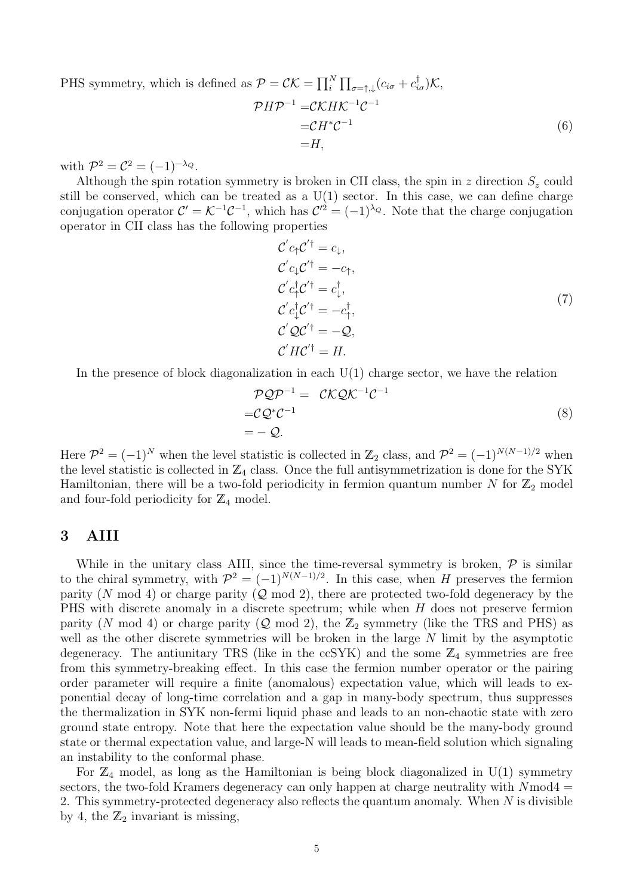PHS symmetry, which is defined as $\mathcal{P} = \mathcal{C}\mathcal{K} = \prod_i^N \prod_{\sigma=\uparrow,\downarrow}(c_{i\sigma} + c_{i\sigma}^\dagger)\mathcal{K}$,

$$
\begin{aligned}
\mathcal{P}H\mathcal{P}^{-1} =& \mathcal{C}\mathcal{K}H\mathcal{K}^{-1}\mathcal{C}^{-1} \\
=& \mathcal{C}H^*\mathcal{C}^{-1} \\
=& H,
\end{aligned}
\tag{6}
$$

with $\mathcal{P}^2 = \mathcal{C}^2 = (-1)^{-\lambda_Q}$.

Although the spin rotation symmetry is broken in CII class, the spin in $z$ direction $S_z$ could still be conserved, which can be treated as a U(1) sector. In this case, we can define charge conjugation operator $\mathcal{C}' = \mathcal{K}^{-1}\mathcal{C}^{-1}$, which has $\mathcal{C}'^2 = (-1)^{\lambda_Q}$. Note that the charge conjugation operator in CII class has the following properties

$$
\begin{aligned}
&\mathcal{C}' c_\uparrow \mathcal{C}'^\dagger = c_\downarrow, \\
&\mathcal{C}' c_\downarrow \mathcal{C}'^\dagger = -c_\uparrow, \\
&\mathcal{C}' c_\uparrow^\dagger \mathcal{C}'^\dagger = c_\downarrow^\dagger, \\
&\mathcal{C}' c_\downarrow^\dagger \mathcal{C}'^\dagger = -c_\uparrow^\dagger, \\
&\mathcal{C}' \mathcal{Q} \mathcal{C}'^\dagger = -\mathcal{Q}, \\
&\mathcal{C}' H \mathcal{C}'^\dagger = H.
\end{aligned}
\tag{7}
$$

In the presence of block diagonalization in each U(1) charge sector, we have the relation

$$
\begin{aligned}
\mathcal{P}\mathcal{Q}\mathcal{P}^{-1} =& \ \mathcal{C}\mathcal{K}\mathcal{Q}\mathcal{K}^{-1}\mathcal{C}^{-1} \\
=& \mathcal{C}\mathcal{Q}^*\mathcal{C}^{-1} \\
=& -\mathcal{Q}.
\end{aligned}
\tag{8}
$$

Here $\mathcal{P}^2 = (-1)^N$ when the level statistic is collected in $\mathbb{Z}_2$ class, and $\mathcal{P}^2 = (-1)^{N(N-1)/2}$ when the level statistic is collected in $\mathbb{Z}_4$ class. Once the full antisymmetrization is done for the SYK Hamiltonian, there will be a two-fold periodicity in fermion quantum number $N$ for $\mathbb{Z}_2$ model and four-fold periodicity for $\mathbb{Z}_4$ model.

## 3 AIII

While in the unitary class AIII, since the time-reversal symmetry is broken, $\mathcal{P}$ is similar to the chiral symmetry, with $\mathcal{P}^2 = (-1)^{N(N-1)/2}$. In this case, when $H$ preserves the fermion parity ($N$ mod 4) or charge parity ($\mathcal{Q}$ mod 2), there are protected two-fold degeneracy by the PHS with discrete anomaly in a discrete spectrum; while when $H$ does not preserve fermion parity ($N$ mod 4) or charge parity ($\mathcal{Q}$ mod 2), the $\mathbb{Z}_2$ symmetry (like the TRS and PHS) as well as the other discrete symmetries will be broken in the large $N$ limit by the asymptotic degeneracy. The antiunitary TRS (like in the ccSYK) and the some $\mathbb{Z}_4$ symmetries are free from this symmetry-breaking effect. In this case the fermion number operator or the pairing order parameter will require a finite (anomalous) expectation value, which will leads to exponential decay of long-time correlation and a gap in many-body spectrum, thus suppresses the thermalization in SYK non-fermi liquid phase and leads to an non-chaotic state with zero ground state entropy. Note that here the expectation value should be the many-body ground state or thermal expectation value, and large-N will leads to mean-field solution which signaling an instability to the conformal phase.

For $\mathbb{Z}_4$ model, as long as the Hamiltonian is being block diagonalized in U(1) symmetry sectors, the two-fold Kramers degeneracy can only happen at charge neutrality with $N \text{mod} 4 = 2$. This symmetry-protected degeneracy also reflects the quantum anomaly. When $N$ is divisible by 4, the $\mathbb{Z}_2$ invariant is missing,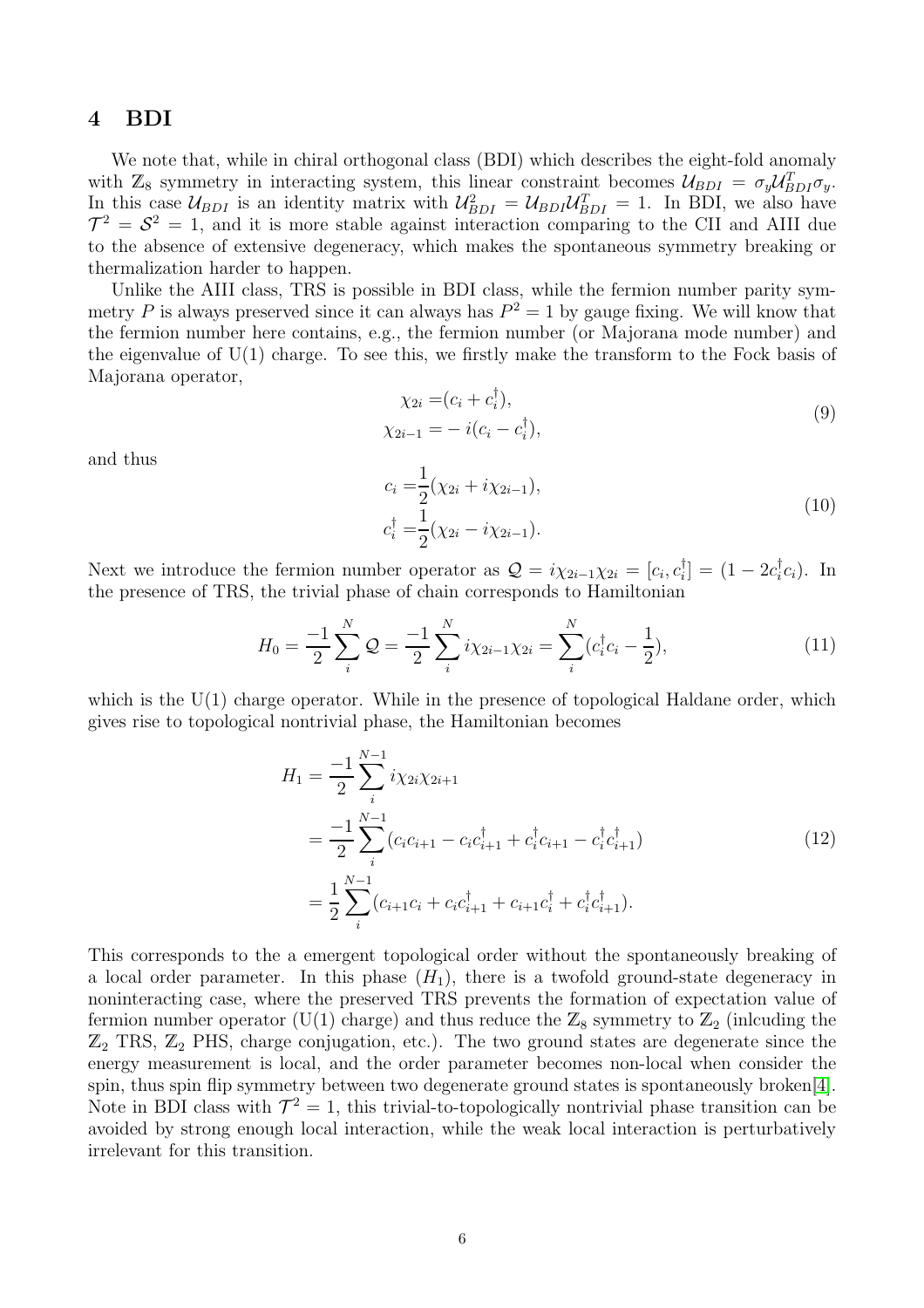## 4 BDI

We note that, while in chiral orthogonal class (BDI) which describes the eight-fold anomaly with $\mathbb{Z}_8$ symmetry in interacting system, this linear constraint becomes $\mathcal{U}_{BDI} = \sigma_y \mathcal{U}_{BDI}^T \sigma_y$. In this case $\mathcal{U}_{BDI}$ is an identity matrix with $\mathcal{U}_{BDI}^2 = \mathcal{U}_{BDI}\mathcal{U}_{BDI}^T = 1$. In BDI, we also have $\mathcal{T}^2 = \mathcal{S}^2 = 1$, and it is more stable against interaction comparing to the CII and AIII due to the absence of extensive degeneracy, which makes the spontaneous symmetry breaking or thermalization harder to happen.

Unlike the AIII class, TRS is possible in BDI class, while the fermion number parity symmetry $P$ is always preserved since it can always has $P^2 = 1$ by gauge fixing. We will know that the fermion number here contains, e.g., the fermion number (or Majorana mode number) and the eigenvalue of U(1) charge. To see this, we firstly make the transform to the Fock basis of Majorana operator,

$$
\begin{aligned}
\chi_{2i} =&(c_i + c_i^\dagger), \\
\chi_{2i-1} =& -i(c_i - c_i^\dagger),
\end{aligned}
\tag{9}
$$

and thus

$$
\begin{aligned}
c_i =& \frac{1}{2}(\chi_{2i} + i\chi_{2i-1}), \\
c_i^\dagger =& \frac{1}{2}(\chi_{2i} - i\chi_{2i-1}).
\end{aligned}
\tag{10}
$$

Next we introduce the fermion number operator as $\mathcal{Q} = i\chi_{2i-1}\chi_{2i} = [c_i, c_i^\dagger] = (1 - 2c_i^\dagger c_i)$. In the presence of TRS, the trivial phase of chain corresponds to Hamiltonian

$$
H_0 = \frac{-1}{2}\sum_i^N \mathcal{Q} = \frac{-1}{2}\sum_i^N i\chi_{2i-1}\chi_{2i} = \sum_i^N (c_i^\dagger c_i - \frac{1}{2}),
\tag{11}
$$

which is the U(1) charge operator. While in the presence of topological Haldane order, which gives rise to topological nontrivial phase, the Hamiltonian becomes

$$
\begin{aligned}
H_1 =& \frac{-1}{2}\sum_i^{N-1} i\chi_{2i}\chi_{2i+1} \\
=& \frac{-1}{2}\sum_i^{N-1} (c_i c_{i+1} - c_i c_{i+1}^\dagger + c_i^\dagger c_{i+1} - c_i^\dagger c_{i+1}^\dagger) \\
=& \frac{1}{2}\sum_i^{N-1} (c_{i+1} c_i + c_i c_{i+1}^\dagger + c_{i+1} c_i^\dagger + c_i^\dagger c_{i+1}^\dagger).
\end{aligned}
\tag{12}
$$

This corresponds to the a emergent topological order without the spontaneously breaking of a local order parameter. In this phase ($H_1$), there is a twofold ground-state degeneracy in noninteracting case, where the preserved TRS prevents the formation of expectation value of fermion number operator (U(1) charge) and thus reduce the $\mathbb{Z}_8$ symmetry to $\mathbb{Z}_2$ (inlcuding the $\mathbb{Z}_2$ TRS, $\mathbb{Z}_2$ PHS, charge conjugation, etc.). The two ground states are degenerate since the energy measurement is local, and the order parameter becomes non-local when consider the spin, thus spin flip symmetry between two degenerate ground states is spontaneously broken[4]. Note in BDI class with $\mathcal{T}^2 = 1$, this trivial-to-topologically nontrivial phase transition can be avoided by strong enough local interaction, while the weak local interaction is perturbatively irrelevant for this transition.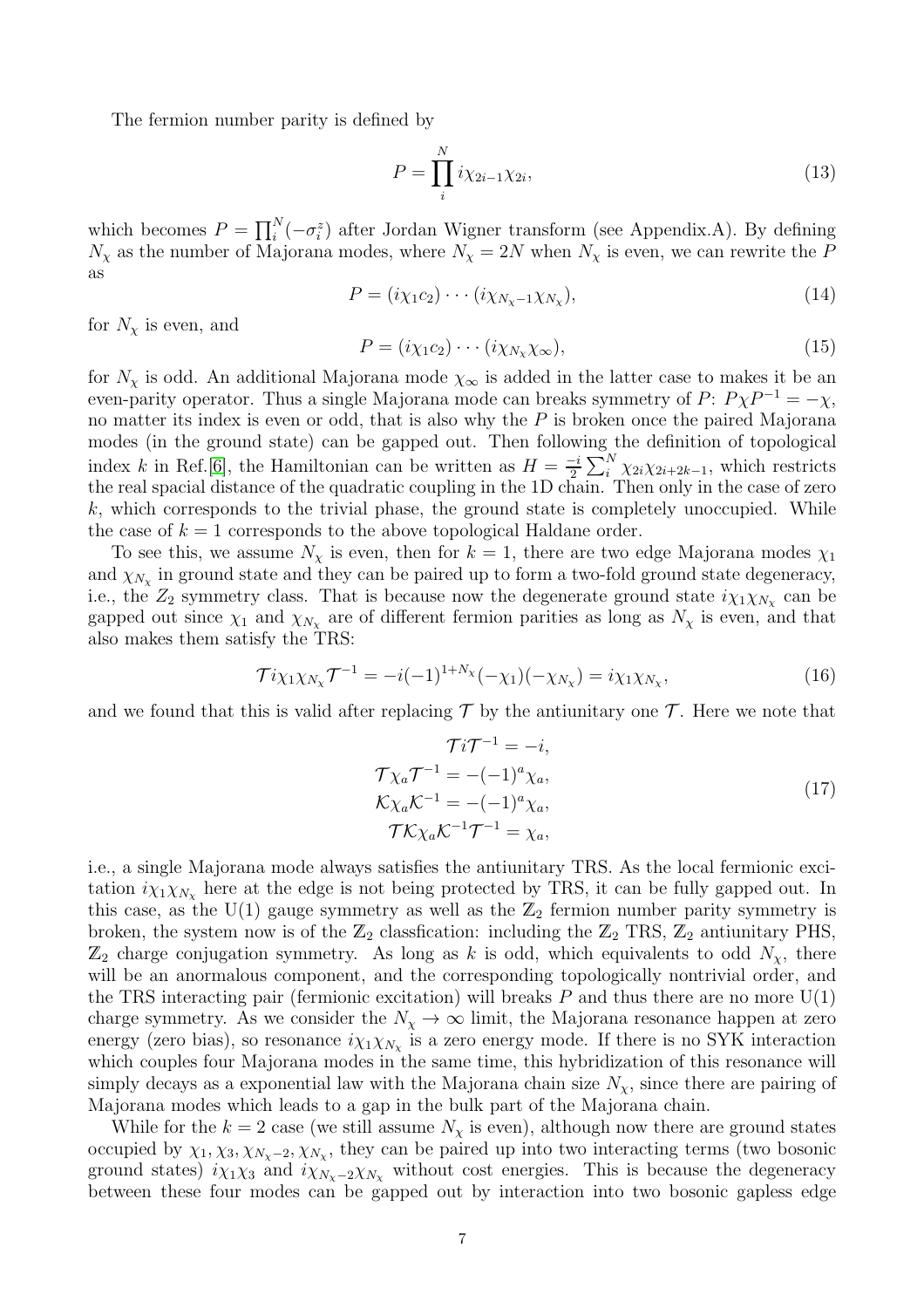The fermion number parity is defined by

$$P = \prod_{i}^{N} i\chi_{2i-1}\chi_{2i}, \tag{13}$$

which becomes $P = \prod_i^N (-\sigma_i^z)$ after Jordan Wigner transform (see Appendix.A). By defining $N_\chi$ as the number of Majorana modes, where $N_\chi = 2N$ when $N_\chi$ is even, we can rewrite the $P$ as

$$P = (i\chi_1 c_2)\cdots(i\chi_{N_\chi - 1}\chi_{N_\chi}), \tag{14}$$

for $N_\chi$ is even, and

$$P = (i\chi_1 c_2)\cdots(i\chi_{N_\chi}\chi_\infty), \tag{15}$$

for $N_\chi$ is odd. An additional Majorana mode $\chi_\infty$ is added in the latter case to makes it be an even-parity operator. Thus a single Majorana mode can breaks symmetry of $P$: $P\chi P^{-1} = -\chi$, no matter its index is even or odd, that is also why the $P$ is broken once the paired Majorana modes (in the ground state) can be gapped out. Then following the definition of topological index $k$ in Ref.[6], the Hamiltonian can be written as $H = \frac{-i}{2}\sum_i^N \chi_{2i}\chi_{2i+2k-1}$, which restricts the real spacial distance of the quadratic coupling in the 1D chain. Then only in the case of zero $k$, which corresponds to the trivial phase, the ground state is completely unoccupied. While the case of $k = 1$ corresponds to the above topological Haldane order.

To see this, we assume $N_\chi$ is even, then for $k = 1$, there are two edge Majorana modes $\chi_1$ and $\chi_{N_\chi}$ in ground state and they can be paired up to form a two-fold ground state degeneracy, i.e., the $Z_2$ symmetry class. That is because now the degenerate ground state $i\chi_1\chi_{N_\chi}$ can be gapped out since $\chi_1$ and $\chi_{N_\chi}$ are of different fermion parities as long as $N_\chi$ is even, and that also makes them satisfy the TRS:

$$\mathcal{T} i\chi_1\chi_{N_\chi}\mathcal{T}^{-1} = -i(-1)^{1+N_\chi}(-\chi_1)(-\chi_{N_\chi}) = i\chi_1\chi_{N_\chi}, \tag{16}$$

and we found that this is valid after replacing $\mathcal{T}$ by the antiunitary one $\mathcal{T}$. Here we note that

$$\begin{aligned}
\mathcal{T} i\mathcal{T}^{-1} &= -i, \\
\mathcal{T}\chi_a\mathcal{T}^{-1} &= -(-1)^a\chi_a, \\
\mathcal{K}\chi_a\mathcal{K}^{-1} &= -(-1)^a\chi_a, \\
\mathcal{T}\mathcal{K}\chi_a\mathcal{K}^{-1}\mathcal{T}^{-1} &= \chi_a,
\end{aligned} \tag{17}$$

i.e., a single Majorana mode always satisfies the antiunitary TRS. As the local fermionic excitation $i\chi_1\chi_{N_\chi}$ here at the edge is not being protected by TRS, it can be fully gapped out. In this case, as the U(1) gauge symmetry as well as the $\mathbb{Z}_2$ fermion number parity symmetry is broken, the system now is of the $\mathbb{Z}_2$ classfication: including the $\mathbb{Z}_2$ TRS, $\mathbb{Z}_2$ antiunitary PHS, $\mathbb{Z}_2$ charge conjugation symmetry. As long as $k$ is odd, which equivalents to odd $N_\chi$, there will be an anormalous component, and the corresponding topologically nontrivial order, and the TRS interacting pair (fermionic excitation) will breaks $P$ and thus there are no more U(1) charge symmetry. As we consider the $N_\chi \to \infty$ limit, the Majorana resonance happen at zero energy (zero bias), so resonance $i\chi_1\chi_{N_\chi}$ is a zero energy mode. If there is no SYK interaction which couples four Majorana modes in the same time, this hybridization of this resonance will simply decays as a exponential law with the Majorana chain size $N_\chi$, since there are pairing of Majorana modes which leads to a gap in the bulk part of the Majorana chain.

While for the $k = 2$ case (we still assume $N_\chi$ is even), although now there are ground states occupied by $\chi_1, \chi_3, \chi_{N_\chi - 2}, \chi_{N_\chi}$, they can be paired up into two interacting terms (two bosonic ground states) $i\chi_1\chi_3$ and $i\chi_{N_\chi-2}\chi_{N_\chi}$ without cost energies. This is because the degeneracy between these four modes can be gapped out by interaction into two bosonic gapless edge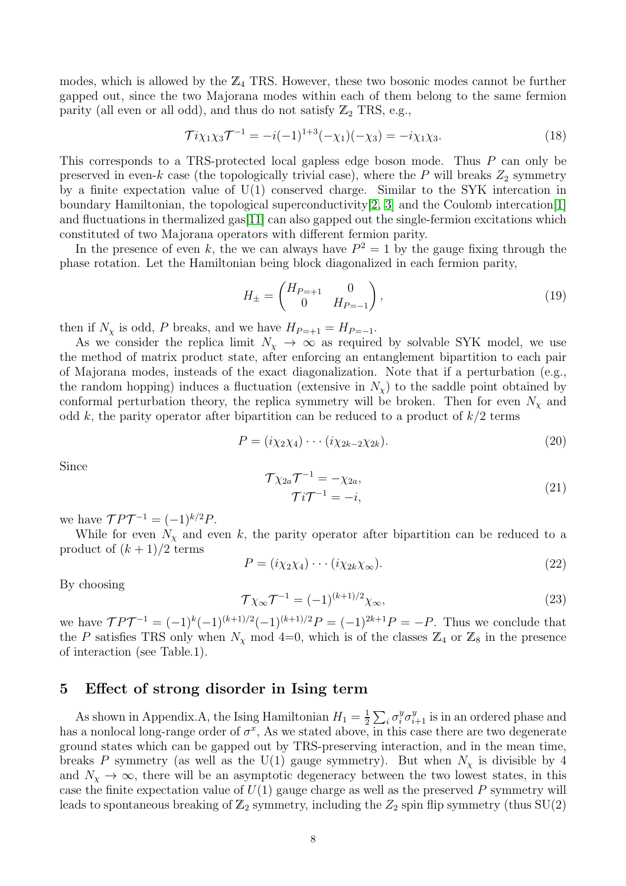modes, which is allowed by the $\mathbb{Z}_4$ TRS. However, these two bosonic modes cannot be further gapped out, since the two Majorana modes within each of them belong to the same fermion parity (all even or all odd), and thus do not satisfy $\mathbb{Z}_2$ TRS, e.g.,

$$\mathcal{T} i\chi_1\chi_3\mathcal{T}^{-1} = -i(-1)^{1+3}(-\chi_1)(-\chi_3) = -i\chi_1\chi_3. \tag{18}$$

This corresponds to a TRS-protected local gapless edge boson mode. Thus $P$ can only be preserved in even-$k$ case (the topologically trivial case), where the $P$ will breaks $Z_2$ symmetry by a finite expectation value of U(1) conserved charge. Similar to the SYK intercation in boundary Hamiltonian, the topological superconductivity[2, 3] and the Coulomb intercation[1] and fluctuations in thermalized gas[11] can also gapped out the single-fermion excitations which constituted of two Majorana operators with different fermion parity.

In the presence of even $k$, the we can always have $P^2 = 1$ by the gauge fixing through the phase rotation. Let the Hamiltonian being block diagonalized in each fermion parity,

$$H_{\pm} = \begin{pmatrix} H_{P=+1} & 0 \\ 0 & H_{P=-1} \end{pmatrix}, \tag{19}$$

then if $N_\chi$ is odd, $P$ breaks, and we have $H_{P=+1} = H_{P=-1}$.

As we consider the replica limit $N_\chi \to \infty$ as required by solvable SYK model, we use the method of matrix product state, after enforcing an entanglement bipartition to each pair of Majorana modes, insteads of the exact diagonalization. Note that if a perturbation (e.g., the random hopping) induces a fluctuation (extensive in $N_\chi$) to the saddle point obtained by conformal perturbation theory, the replica symmetry will be broken. Then for even $N_\chi$ and odd $k$, the parity operator after bipartition can be reduced to a product of $k/2$ terms

$$P = (i\chi_2\chi_4)\cdots(i\chi_{2k-2}\chi_{2k}). \tag{20}$$

Since

$$\begin{aligned} \mathcal{T}\chi_{2a}\mathcal{T}^{-1} &= -\chi_{2a}, \\ \mathcal{T} i\mathcal{T}^{-1} &= -i, \end{aligned} \tag{21}$$

we have $\mathcal{T} P\mathcal{T}^{-1} = (-1)^{k/2}P$.

While for even $N_\chi$ and even $k$, the parity operator after bipartition can be reduced to a product of $(k+1)/2$ terms

$$P = (i\chi_2\chi_4)\cdots(i\chi_{2k}\chi_\infty). \tag{22}$$

By choosing

$$\mathcal{T}\chi_\infty\mathcal{T}^{-1} = (-1)^{(k+1)/2}\chi_\infty, \tag{23}$$

we have $\mathcal{T} P\mathcal{T}^{-1} = (-1)^k(-1)^{(k+1)/2}(-1)^{(k+1)/2}P = (-1)^{2k+1}P = -P$. Thus we conclude that the $P$ satisfies TRS only when $N_\chi$ mod 4=0, which is of the classes $\mathbb{Z}_4$ or $\mathbb{Z}_8$ in the presence of interaction (see Table.1).

## 5 Effect of strong disorder in Ising term

As shown in Appendix.A, the Ising Hamiltonian $H_1 = \frac{1}{2}\sum_i \sigma_i^y\sigma_{i+1}^y$ is in an ordered phase and has a nonlocal long-range order of $\sigma^x$, As we stated above, in this case there are two degenerate ground states which can be gapped out by TRS-preserving interaction, and in the mean time, breaks $P$ symmetry (as well as the U(1) gauge symmetry). But when $N_\chi$ is divisible by 4 and $N_\chi \to \infty$, there will be an asymptotic degeneracy between the two lowest states, in this case the finite expectation value of $U(1)$ gauge charge as well as the preserved $P$ symmetry will leads to spontaneous breaking of $\mathbb{Z}_2$ symmetry, including the $Z_2$ spin flip symmetry (thus SU(2)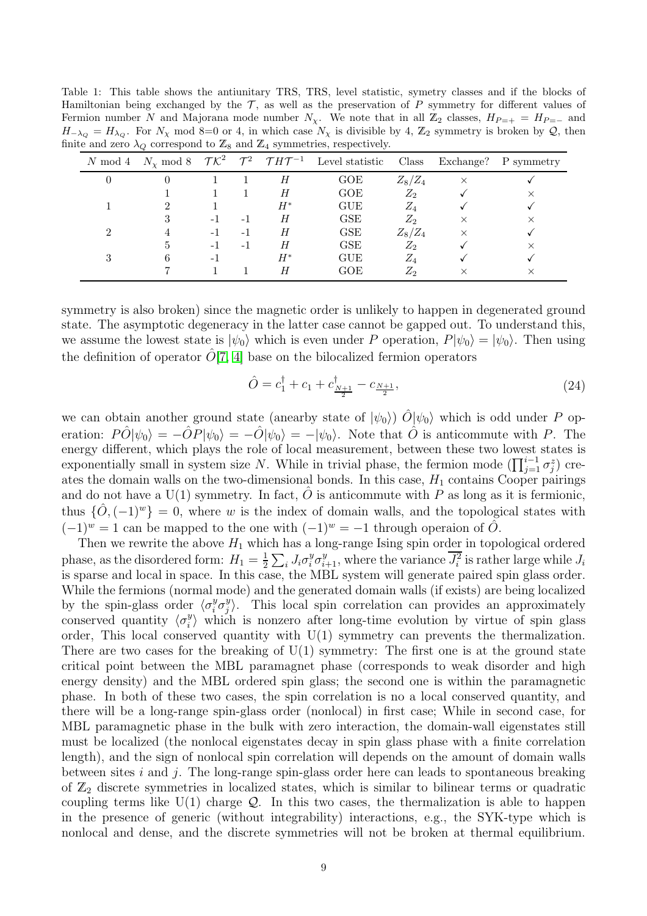Table 1: This table shows the antiunitary TRS, TRS, level statistic, symetry classes and if the blocks of Hamiltonian being exchanged by the $\mathcal{T}$, as well as the preservation of $P$ symmetry for different values of Fermion number $N$ and Majorana mode number $N_\chi$. We note that in all $\mathbb{Z}_2$ classes, $H_{P=+} = H_{P=-}$ and $H_{-\lambda_Q} = H_{\lambda_Q}$. For $N_\chi$ mod 8=0 or 4, in which case $N_\chi$ is divisible by 4, $\mathbb{Z}_2$ symmetry is broken by $\mathcal{Q}$, then finite and zero $\lambda_Q$ correspond to $\mathbb{Z}_8$ and $\mathbb{Z}_4$ symmetries, respectively.

| $N$ mod 4 | $N_\chi$ mod 8 | $\mathcal{T}\mathcal{K}^2$ | $\mathcal{T}^2$ | $\mathcal{T}H\mathcal{T}^{-1}$ | Level statistic | Class | Exchange? | P symmetry |
|---|---|---|---|---|---|---|---|---|
| 0 | 0 | 1 | 1 | $H$ | GOE | $Z_8/Z_4$ | × | ✓ |
| | 1 | 1 | 1 | $H$ | GOE | $Z_2$ | ✓ | × |
| 1 | 2 | 1 | | $H^*$ | GUE | $Z_4$ | ✓ | ✓ |
| | 3 | -1 | -1 | $H$ | GSE | $Z_2$ | × | × |
| 2 | 4 | -1 | -1 | $H$ | GSE | $Z_8/Z_4$ | × | ✓ |
| | 5 | -1 | -1 | $H$ | GSE | $Z_2$ | ✓ | × |
| 3 | 6 | -1 | | $H^*$ | GUE | $Z_4$ | ✓ | ✓ |
| | 7 | 1 | 1 | $H$ | GOE | $Z_2$ | × | × |

symmetry is also broken) since the magnetic order is unlikely to happen in degenerated ground state. The asymptotic degeneracy in the latter case cannot be gapped out. To understand this, we assume the lowest state is $|\psi_0\rangle$ which is even under $P$ operation, $P|\psi_0\rangle = |\psi_0\rangle$. Then using the definition of operator $\hat{O}$[7, 4] base on the bilocalized fermion operators

$$\hat{O} = c_1^\dagger + c_1 + c^\dagger_{\frac{N+1}{2}} - c_{\frac{N+1}{2}}, \tag{24}$$

we can obtain another ground state (anearby state of $|\psi_0\rangle$) $\hat{O}|\psi_0\rangle$ which is odd under $P$ operation: $P\hat{O}|\psi_0\rangle = -\hat{O}P|\psi_0\rangle = -\hat{O}|\psi_0\rangle = -|\psi_0\rangle$. Note that $\hat{O}$ is anticommute with $P$. The energy different, which plays the role of local measurement, between these two lowest states is exponentially small in system size $N$. While in trivial phase, the fermion mode $(\prod_{j=1}^{i-1}\sigma_j^z)$ creates the domain walls on the two-dimensional bonds. In this case, $H_1$ contains Cooper pairings and do not have a U(1) symmetry. In fact, $\hat{O}$ is anticommute with $P$ as long as it is fermionic, thus $\{\hat{O}, (-1)^w\} = 0$, where $w$ is the index of domain walls, and the topological states with $(-1)^w = 1$ can be mapped to the one with $(-1)^w = -1$ through operaion of $\hat{O}$.

Then we rewrite the above $H_1$ which has a long-range Ising spin order in topological ordered phase, as the disordered form: $H_1 = \frac{1}{2}\sum_i J_i\sigma_i^y\sigma_{i+1}^y$, where the variance $\overline{J_i^2}$ is rather large while $J_i$ is sparse and local in space. In this case, the MBL system will generate paired spin glass order. While the fermions (normal mode) and the generated domain walls (if exists) are being localized by the spin-glass order $\langle\sigma_i^y\sigma_j^y\rangle$. This local spin correlation can provides an approximately conserved quantity $\langle\sigma_i^y\rangle$ which is nonzero after long-time evolution by virtue of spin glass order, This local conserved quantity with U(1) symmetry can prevents the thermalization. There are two cases for the breaking of U(1) symmetry: The first one is at the ground state critical point between the MBL paramagnet phase (corresponds to weak disorder and high energy density) and the MBL ordered spin glass; the second one is within the paramagnetic phase. In both of these two cases, the spin correlation is no a local conserved quantity, and there will be a long-range spin-glass order (nonlocal) in first case; While in second case, for MBL paramagnetic phase in the bulk with zero interaction, the domain-wall eigenstates still must be localized (the nonlocal eigenstates decay in spin glass phase with a finite correlation length), and the sign of nonlocal spin correlation will depends on the amount of domain walls between sites $i$ and $j$. The long-range spin-glass order here can leads to spontaneous breaking of $\mathbb{Z}_2$ discrete symmetries in localized states, which is similar to bilinear terms or quadratic coupling terms like U(1) charge $\mathcal{Q}$. In this two cases, the thermalization is able to happen in the presence of generic (without integrability) interactions, e.g., the SYK-type which is nonlocal and dense, and the discrete symmetries will not be broken at thermal equilibrium.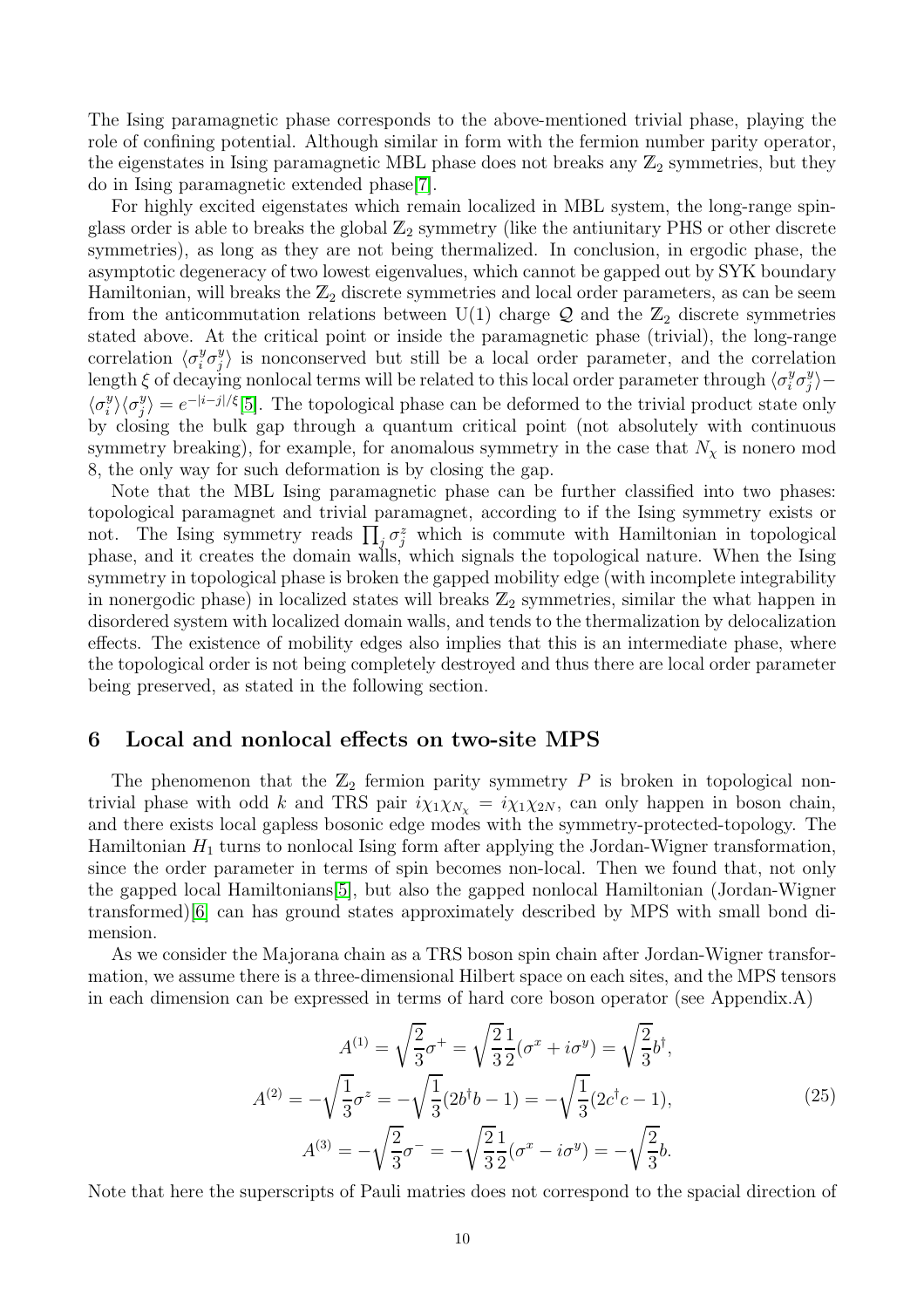The Ising paramagnetic phase corresponds to the above-mentioned trivial phase, playing the role of confining potential. Although similar in form with the fermion number parity operator, the eigenstates in Ising paramagnetic MBL phase does not breaks any $\mathbb{Z}_2$ symmetries, but they do in Ising paramagnetic extended phase[7].

For highly excited eigenstates which remain localized in MBL system, the long-range spin-glass order is able to breaks the global $\mathbb{Z}_2$ symmetry (like the antiunitary PHS or other discrete symmetries), as long as they are not being thermalized. In conclusion, in ergodic phase, the asymptotic degeneracy of two lowest eigenvalues, which cannot be gapped out by SYK boundary Hamiltonian, will breaks the $\mathbb{Z}_2$ discrete symmetries and local order parameters, as can be seem from the anticommutation relations between U(1) charge $\mathcal{Q}$ and the $\mathbb{Z}_2$ discrete symmetries stated above. At the critical point or inside the paramagnetic phase (trivial), the long-range correlation $\langle\sigma_i^y\sigma_j^y\rangle$ is nonconserved but still be a local order parameter, and the correlation length $\xi$ of decaying nonlocal terms will be related to this local order parameter through $\langle\sigma_i^y\sigma_j^y\rangle - \langle\sigma_i^y\rangle\langle\sigma_j^y\rangle = e^{-|i-j|/\xi}$[5]. The topological phase can be deformed to the trivial product state only by closing the bulk gap through a quantum critical point (not absolutely with continuous symmetry breaking), for example, for anomalous symmetry in the case that $N_\chi$ is nonero mod 8, the only way for such deformation is by closing the gap.

Note that the MBL Ising paramagnetic phase can be further classified into two phases: topological paramagnet and trivial paramagnet, according to if the Ising symmetry exists or not. The Ising symmetry reads $\prod_j \sigma_j^z$ which is commute with Hamiltonian in topological phase, and it creates the domain walls, which signals the topological nature. When the Ising symmetry in topological phase is broken the gapped mobility edge (with incomplete integrability in nonergodic phase) in localized states will breaks $\mathbb{Z}_2$ symmetries, similar the what happen in disordered system with localized domain walls, and tends to the thermalization by delocalization effects. The existence of mobility edges also implies that this is an intermediate phase, where the topological order is not being completely destroyed and thus there are local order parameter being preserved, as stated in the following section.

## 6 Local and nonlocal effects on two-site MPS

The phenomenon that the $\mathbb{Z}_2$ fermion parity symmetry $P$ is broken in topological nontrivial phase with odd $k$ and TRS pair $i\chi_1\chi_{N_\chi} = i\chi_1\chi_{2N}$, can only happen in boson chain, and there exists local gapless bosonic edge modes with the symmetry-protected-topology. The Hamiltonian $H_1$ turns to nonlocal Ising form after applying the Jordan-Wigner transformation, since the order parameter in terms of spin becomes non-local. Then we found that, not only the gapped local Hamiltonians[5], but also the gapped nonlocal Hamiltonian (Jordan-Wigner transformed)[6] can has ground states approximately described by MPS with small bond dimension.

As we consider the Majorana chain as a TRS boson spin chain after Jordan-Wigner transformation, we assume there is a three-dimensional Hilbert space on each sites, and the MPS tensors in each dimension can be expressed in terms of hard core boson operator (see Appendix.A)

$$
\begin{aligned}
A^{(1)} &= \sqrt{\frac{2}{3}}\sigma^+ = \sqrt{\frac{2}{3}}\frac{1}{2}(\sigma^x + i\sigma^y) = \sqrt{\frac{2}{3}}b^\dagger, \\
A^{(2)} &= -\sqrt{\frac{1}{3}}\sigma^z = -\sqrt{\frac{1}{3}}(2b^\dagger b - 1) = -\sqrt{\frac{1}{3}}(2c^\dagger c - 1), \\
A^{(3)} &= -\sqrt{\frac{2}{3}}\sigma^- = -\sqrt{\frac{2}{3}}\frac{1}{2}(\sigma^x - i\sigma^y) = -\sqrt{\frac{2}{3}}b.
\end{aligned}
\tag{25}
$$

Note that here the superscripts of Pauli matries does not correspond to the spacial direction of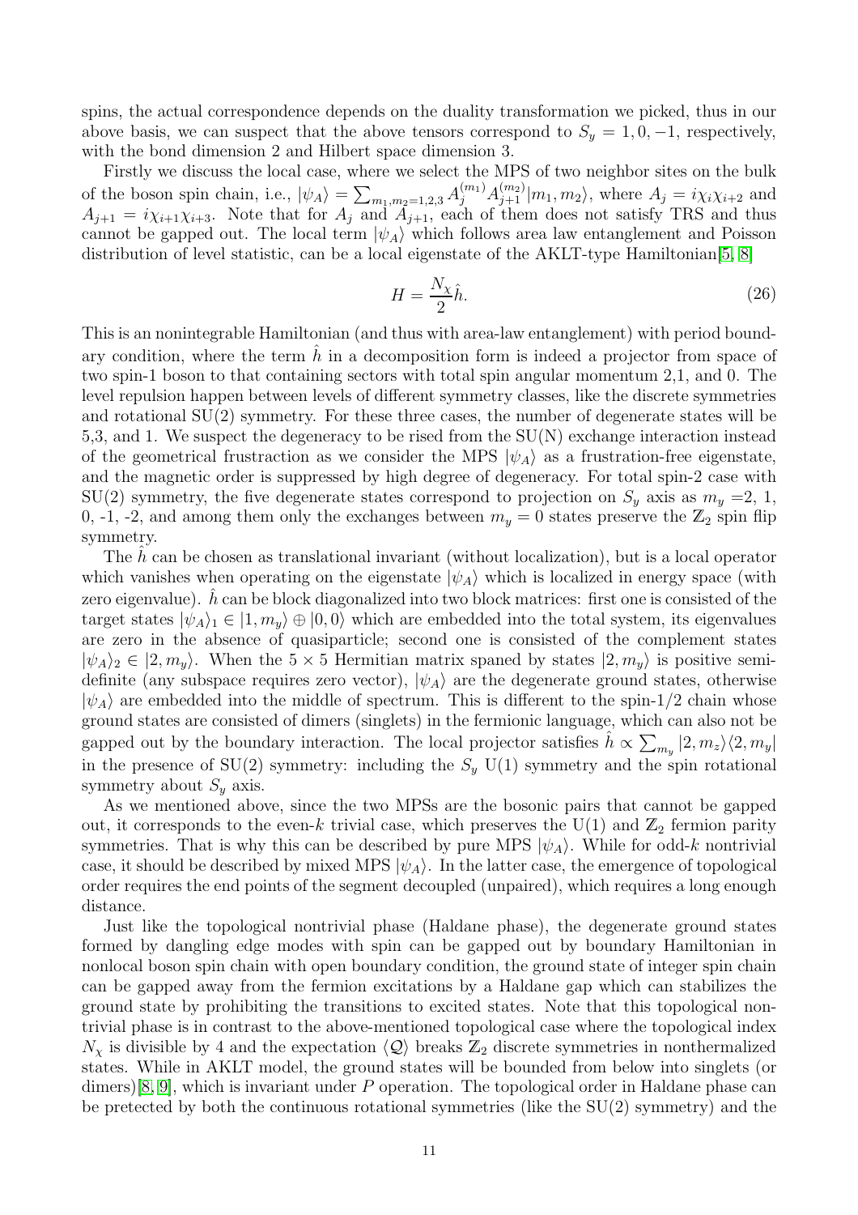spins, the actual correspondence depends on the duality transformation we picked, thus in our above basis, we can suspect that the above tensors correspond to $S_y = 1, 0, -1$, respectively, with the bond dimension 2 and Hilbert space dimension 3.

Firstly we discuss the local case, where we select the MPS of two neighbor sites on the bulk of the boson spin chain, i.e., $|\psi_A\rangle = \sum_{m_1,m_2=1,2,3} A_j^{(m_1)} A_{j+1}^{(m_2)} |m_1, m_2\rangle$, where $A_j = i\chi_i\chi_{i+2}$ and $A_{j+1} = i\chi_{i+1}\chi_{i+3}$. Note that for $A_j$ and $A_{j+1}$, each of them does not satisfy TRS and thus cannot be gapped out. The local term $|\psi_A\rangle$ which follows area law entanglement and Poisson distribution of level statistic, can be a local eigenstate of the AKLT-type Hamiltonian[5, 8]

$$H = \frac{N_\chi}{2}\hat{h}. \tag{26}$$

This is an nonintegrable Hamiltonian (and thus with area-law entanglement) with period boundary condition, where the term $\hat{h}$ in a decomposition form is indeed a projector from space of two spin-1 boson to that containing sectors with total spin angular momentum 2,1, and 0. The level repulsion happen between levels of different symmetry classes, like the discrete symmetries and rotational SU(2) symmetry. For these three cases, the number of degenerate states will be 5,3, and 1. We suspect the degeneracy to be rised from the SU(N) exchange interaction instead of the geometrical frustration as we consider the MPS $|\psi_A\rangle$ as a frustration-free eigenstate, and the magnetic order is suppressed by high degree of degeneracy. For total spin-2 case with SU(2) symmetry, the five degenerate states correspond to projection on $S_y$ axis as $m_y$ =2, 1, 0, -1, -2, and among them only the exchanges between $m_y = 0$ states preserve the $\mathbb{Z}_2$ spin flip symmetry.

The $\hat{h}$ can be chosen as translational invariant (without localization), but is a local operator which vanishes when operating on the eigenstate $|\psi_A\rangle$ which is localized in energy space (with zero eigenvalue). $\hat{h}$ can be block diagonalized into two block matrices: first one is consisted of the target states $|\psi_A\rangle_1 \in |1, m_y\rangle \oplus |0, 0\rangle$ which are embedded into the total system, its eigenvalues are zero in the absence of quasiparticle; second one is consisted of the complement states $|\psi_A\rangle_2 \in |2, m_y\rangle$. When the $5 \times 5$ Hermitian matrix spaned by states $|2, m_y\rangle$ is positive semi-definite (any subspace requires zero vector), $|\psi_A\rangle$ are the degenerate ground states, otherwise $|\psi_A\rangle$ are embedded into the middle of spectrum. This is different to the spin-1/2 chain whose ground states are consisted of dimers (singlets) in the fermionic language, which can also not be gapped out by the boundary interaction. The local projector satisfies $\hat{h} \propto \sum_{m_y} |2, m_z\rangle\langle 2, m_y|$ in the presence of SU(2) symmetry: including the $S_y$ U(1) symmetry and the spin rotational symmetry about $S_y$ axis.

As we mentioned above, since the two MPSs are the bosonic pairs that cannot be gapped out, it corresponds to the even-$k$ trivial case, which preserves the U(1) and $\mathbb{Z}_2$ fermion parity symmetries. That is why this can be described by pure MPS $|\psi_A\rangle$. While for odd-$k$ nontrivial case, it should be described by mixed MPS $|\psi_A\rangle$. In the latter case, the emergence of topological order requires the end points of the segment decoupled (unpaired), which requires a long enough distance.

Just like the topological nontrivial phase (Haldane phase), the degenerate ground states formed by dangling edge modes with spin can be gapped out by boundary Hamiltonian in nonlocal boson spin chain with open boundary condition, the ground state of integer spin chain can be gapped away from the fermion excitations by a Haldane gap which can stabilizes the ground state by prohibiting the transitions to excited states. Note that this topological nontrivial phase is in contrast to the above-mentioned topological case where the topological index $N_\chi$ is divisible by 4 and the expectation $\langle \mathcal{Q} \rangle$ breaks $\mathbb{Z}_2$ discrete symmetries in nonthermalized states. While in AKLT model, the ground states will be bounded from below into singlets (or dimers)[8, 9], which is invariant under $P$ operation. The topological order in Haldane phase can be pretected by both the continuous rotational symmetries (like the SU(2) symmetry) and the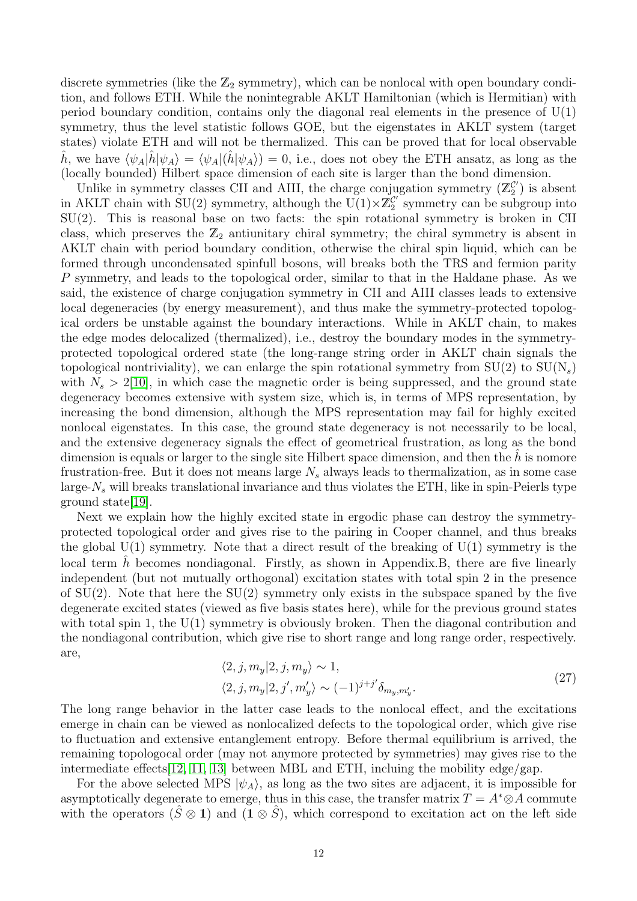discrete symmetries (like the $\mathbb{Z}_2$ symmetry), which can be nonlocal with open boundary condition, and follows ETH. While the nonintegrable AKLT Hamiltonian (which is Hermitian) with period boundary condition, contains only the diagonal real elements in the presence of U(1) symmetry, thus the level statistic follows GOE, but the eigenstates in AKLT system (target states) violate ETH and will not be thermalized. This can be proved that for local observable $\hat{h}$, we have $\langle\psi_A|\hat{h}|\psi_A\rangle = \langle\psi_A|(\hat{h}|\psi_A\rangle) = 0$, i.e., does not obey the ETH ansatz, as long as the (locally bounded) Hilbert space dimension of each site is larger than the bond dimension.

Unlike in symmetry classes CII and AIII, the charge conjugation symmetry ($\mathbb{Z}_2^{\mathcal{C}'}$) is absent in AKLT chain with SU(2) symmetry, although the $\mathrm{U}(1)\times\mathbb{Z}_2^{\mathcal{C}'}$ symmetry can be subgroup into SU(2). This is reasonal base on two facts: the spin rotational symmetry is broken in CII class, which preserves the $\mathbb{Z}_2$ antiunitary chiral symmetry; the chiral symmetry is absent in AKLT chain with period boundary condition, otherwise the chiral spin liquid, which can be formed through uncondensated spinfull bosons, will breaks both the TRS and fermion parity $P$ symmetry, and leads to the topological order, similar to that in the Haldane phase. As we said, the existence of charge conjugation symmetry in CII and AIII classes leads to extensive local degeneracies (by energy measurement), and thus make the symmetry-protected topological orders be unstable against the boundary interactions. While in AKLT chain, to makes the edge modes delocalized (thermalized), i.e., destroy the boundary modes in the symmetry-protected topological ordered state (the long-range string order in AKLT chain signals the topological nontriviality), we can enlarge the spin rotational symmetry from SU(2) to SU($\mathrm{N}_s$) with $N_s > 2$[10], in which case the magnetic order is being suppressed, and the ground state degeneracy becomes extensive with system size, which is, in terms of MPS representation, by increasing the bond dimension, although the MPS representation may fail for highly excited nonlocal eigenstates. In this case, the ground state degeneracy is not necessarily to be local, and the extensive degeneracy signals the effect of geometrical frustration, as long as the bond dimension is equals or larger to the single site Hilbert space dimension, and then the $\hat{h}$ is nomore frustration-free. But it does not means large $N_s$ always leads to thermalization, as in some case large-$N_s$ will breaks translational invariance and thus violates the ETH, like in spin-Peierls type ground state[19].

Next we explain how the highly excited state in ergodic phase can destroy the symmetry-protected topological order and gives rise to the pairing in Cooper channel, and thus breaks the global U(1) symmetry. Note that a direct result of the breaking of U(1) symmetry is the local term $\hat{h}$ becomes nondiagonal. Firstly, as shown in Appendix.B, there are five linearly independent (but not mutually orthogonal) excitation states with total spin 2 in the presence of SU(2). Note that here the SU(2) symmetry only exists in the subspace spaned by the five degenerate excited states (viewed as five basis states here), while for the previous ground states with total spin 1, the U(1) symmetry is obviously broken. Then the diagonal contribution and the nondiagonal contribution, which give rise to short range and long range order, respectively. are,

$$
\begin{aligned}
&\langle 2, j, m_y | 2, j, m_y\rangle \sim 1,\\
&\langle 2, j, m_y | 2, j', m_y'\rangle \sim (-1)^{j+j'}\delta_{m_y,m_y'}.
\end{aligned}
\tag{27}
$$

The long range behavior in the latter case leads to the nonlocal effect, and the excitations emerge in chain can be viewed as nonlocalized defects to the topological order, which give rise to fluctuation and extensive entanglement entropy. Before thermal equilibrium is arrived, the remaining topologocal order (may not anymore protected by symmetries) may gives rise to the intermediate effects[12, 11, 13] between MBL and ETH, incluing the mobility edge/gap.

For the above selected MPS $|\psi_A\rangle$, as long as the two sites are adjacent, it is impossible for asymptotically degenerate to emerge, thus in this case, the transfer matrix $T = A^*\otimes A$ commute with the operators $(\hat{S}\otimes\mathbf{1})$ and $(\mathbf{1}\otimes\hat{S})$, which correspond to excitation act on the left side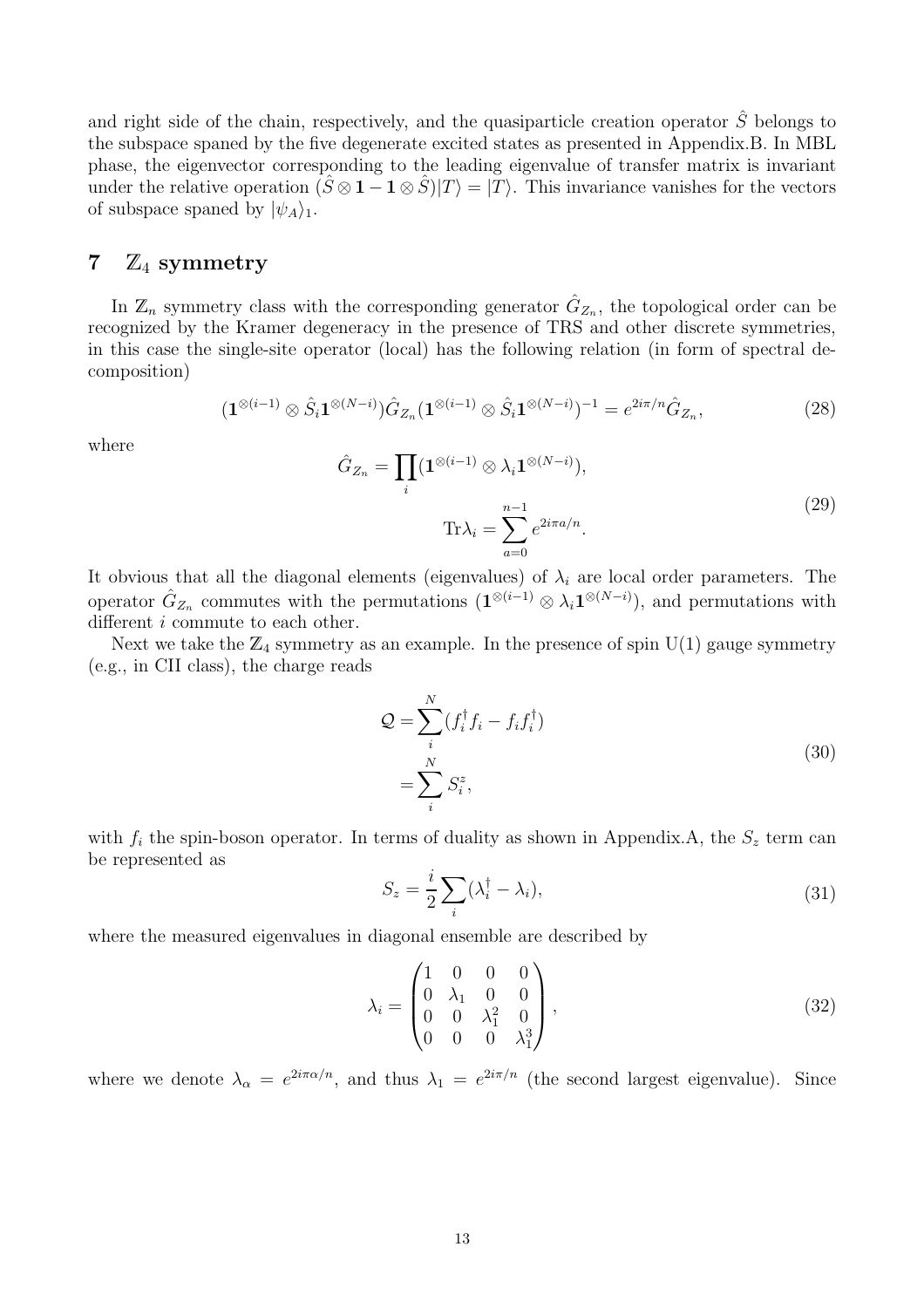and right side of the chain, respectively, and the quasiparticle creation operator $\hat{S}$ belongs to the subspace spaned by the five degenerate excited states as presented in Appendix.B. In MBL phase, the eigenvector corresponding to the leading eigenvalue of transfer matrix is invariant under the relative operation $(\hat{S}\otimes\mathbf{1}-\mathbf{1}\otimes\hat{S})|T\rangle=|T\rangle$. This invariance vanishes for the vectors of subspace spaned by $|\psi_A\rangle_1$.

## 7 $\mathbb{Z}_4$ symmetry

In $\mathbb{Z}_n$ symmetry class with the corresponding generator $\hat{G}_{Z_n}$, the topological order can be recognized by the Kramer degeneracy in the presence of TRS and other discrete symmetries, in this case the single-site operator (local) has the following relation (in form of spectral decomposition)

$$(\mathbf{1}^{\otimes(i-1)}\otimes\hat{S}_i\mathbf{1}^{\otimes(N-i)})\hat{G}_{Z_n}(\mathbf{1}^{\otimes(i-1)}\otimes\hat{S}_i\mathbf{1}^{\otimes(N-i)})^{-1}=e^{2i\pi/n}\hat{G}_{Z_n}, \tag{28}$$

where

$$\begin{aligned}\hat{G}_{Z_n}=\prod_i(\mathbf{1}^{\otimes(i-1)}\otimes\lambda_i\mathbf{1}^{\otimes(N-i)}),\\ \mathrm{Tr}\lambda_i=\sum_{a=0}^{n-1}e^{2i\pi a/n}.\end{aligned} \tag{29}$$

It obvious that all the diagonal elements (eigenvalues) of $\lambda_i$ are local order parameters. The operator $\hat{G}_{Z_n}$ commutes with the permutations $(\mathbf{1}^{\otimes(i-1)}\otimes\lambda_i\mathbf{1}^{\otimes(N-i)})$, and permutations with different $i$ commute to each other.

Next we take the $\mathbb{Z}_4$ symmetry as an example. In the presence of spin U(1) gauge symmetry (e.g., in CII class), the charge reads

$$\begin{aligned}\mathcal{Q}=&\sum_i^N(f_i^\dagger f_i-f_if_i^\dagger)\\ =&\sum_i^N S_i^z,\end{aligned} \tag{30}$$

with $f_i$ the spin-boson operator. In terms of duality as shown in Appendix.A, the $S_z$ term can be represented as

$$S_z=\frac{i}{2}\sum_i(\lambda_i^\dagger-\lambda_i), \tag{31}$$

where the measured eigenvalues in diagonal ensemble are described by

$$\lambda_i=\begin{pmatrix}1&0&0&0\\0&\lambda_1&0&0\\0&0&\lambda_1^2&0\\0&0&0&\lambda_1^3\end{pmatrix}, \tag{32}$$

where we denote $\lambda_\alpha=e^{2i\pi\alpha/n}$, and thus $\lambda_1=e^{2i\pi/n}$ (the second largest eigenvalue). Since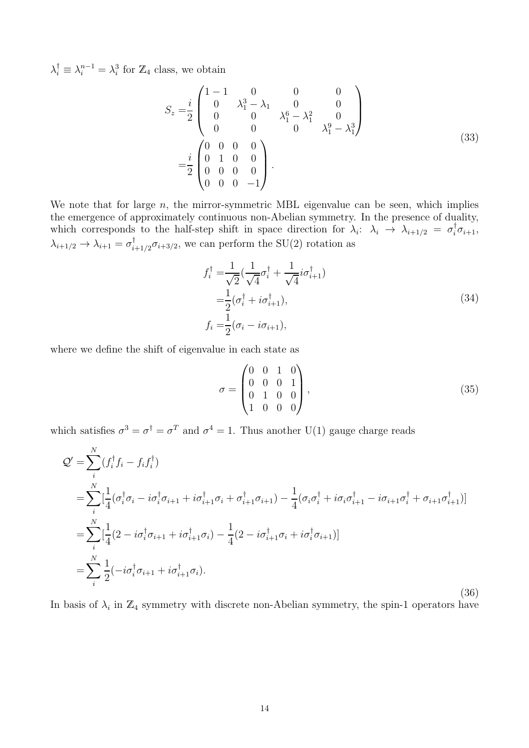$\lambda_i^\dagger \equiv \lambda_i^{n-1} = \lambda_i^3$ for $\mathbb{Z}_4$ class, we obtain

$$
\begin{aligned}
S_z =& \frac{i}{2} \begin{pmatrix} 1-1 & 0 & 0 & 0 \\ 0 & \lambda_1^3 - \lambda_1 & 0 & 0 \\ 0 & 0 & \lambda_1^6 - \lambda_1^2 & 0 \\ 0 & 0 & 0 & \lambda_1^9 - \lambda_1^3 \end{pmatrix} \\
=& \frac{i}{2} \begin{pmatrix} 0 & 0 & 0 & 0 \\ 0 & 1 & 0 & 0 \\ 0 & 0 & 0 & 0 \\ 0 & 0 & 0 & -1 \end{pmatrix}.
\end{aligned}
\tag{33}
$$

We note that for large $n$, the mirror-symmetric MBL eigenvalue can be seen, which implies the emergence of approximately continuous non-Abelian symmetry. In the presence of duality, which corresponds to the half-step shift in space direction for $\lambda_i$: $\lambda_i \to \lambda_{i+1/2} = \sigma_i^\dagger \sigma_{i+1}$, $\lambda_{i+1/2} \to \lambda_{i+1} = \sigma_{i+1/2}^\dagger \sigma_{i+3/2}$, we can perform the SU(2) rotation as

$$
\begin{aligned}
f_i^\dagger =& \frac{1}{\sqrt{2}} \left( \frac{1}{\sqrt{4}} \sigma_i^\dagger + \frac{1}{\sqrt{4}} i \sigma_{i+1}^\dagger \right) \\
=& \frac{1}{2} (\sigma_i^\dagger + i \sigma_{i+1}^\dagger), \\
f_i =& \frac{1}{2} (\sigma_i - i \sigma_{i+1}),
\end{aligned}
\tag{34}
$$

where we define the shift of eigenvalue in each state as

$$
\sigma = \begin{pmatrix} 0 & 0 & 1 & 0 \\ 0 & 0 & 0 & 1 \\ 0 & 1 & 0 & 0 \\ 1 & 0 & 0 & 0 \end{pmatrix},
\tag{35}
$$

which satisfies $\sigma^3 = \sigma^\dagger = \sigma^T$ and $\sigma^4 = 1$. Thus another U(1) gauge charge reads

$$
\begin{aligned}
\mathcal{Q}' =& \sum_i^N (f_i^\dagger f_i - f_i f_i^\dagger) \\
=& \sum_i^N \left[ \frac{1}{4} (\sigma_i^\dagger \sigma_i - i \sigma_i^\dagger \sigma_{i+1} + i \sigma_{i+1}^\dagger \sigma_i + \sigma_{i+1}^\dagger \sigma_{i+1}) - \frac{1}{4} (\sigma_i \sigma_i^\dagger + i \sigma_i \sigma_{i+1}^\dagger - i \sigma_{i+1} \sigma_i^\dagger + \sigma_{i+1} \sigma_{i+1}^\dagger) \right] \\
=& \sum_i^N \left[ \frac{1}{4} (2 - i \sigma_i^\dagger \sigma_{i+1} + i \sigma_{i+1}^\dagger \sigma_i) - \frac{1}{4} (2 - i \sigma_{i+1}^\dagger \sigma_i + i \sigma_i^\dagger \sigma_{i+1}) \right] \\
=& \sum_i^N \frac{1}{2} (-i \sigma_i^\dagger \sigma_{i+1} + i \sigma_{i+1}^\dagger \sigma_i).
\end{aligned}
\tag{36}
$$

In basis of $\lambda_i$ in $\mathbb{Z}_4$ symmetry with discrete non-Abelian symmetry, the spin-1 operators have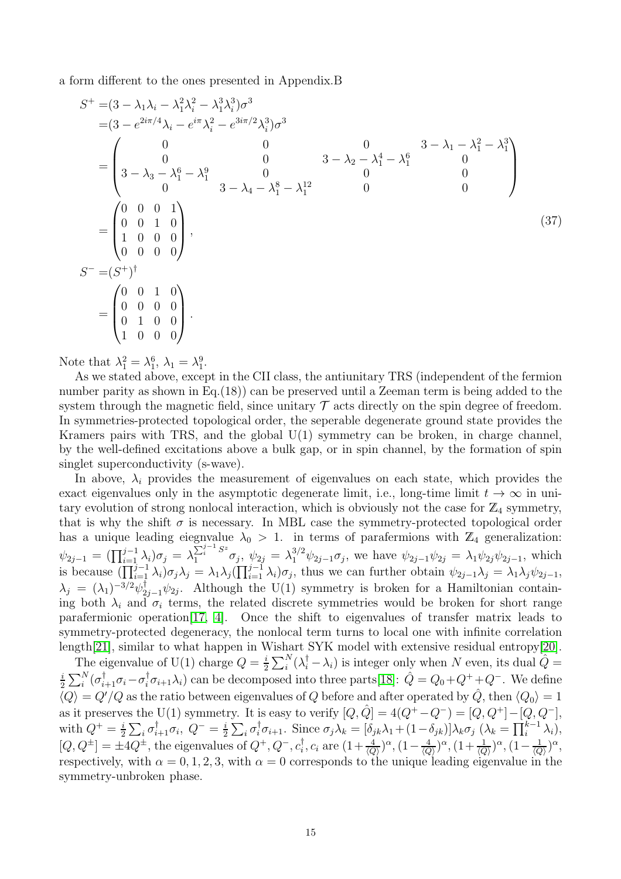a form different to the ones presented in Appendix.B

$$
\begin{aligned}
S^{+} =&(3-\lambda_1\lambda_i-\lambda_1^2\lambda_i^2-\lambda_1^3\lambda_i^3)\sigma^3\\
=&(3-e^{2i\pi/4}\lambda_i-e^{i\pi}\lambda_i^2-e^{3i\pi/2}\lambda_i^3)\sigma^3\\
=&\begin{pmatrix}
0 & 0 & 0 & 3-\lambda_1-\lambda_1^2-\lambda_1^3\\
0 & 0 & 3-\lambda_2-\lambda_1^4-\lambda_1^6 & 0\\
3-\lambda_3-\lambda_1^6-\lambda_1^9 & 0 & 0 & 0\\
0 & 3-\lambda_4-\lambda_1^8-\lambda_1^{12} & 0 & 0
\end{pmatrix}\\
=&\begin{pmatrix}
0 & 0 & 0 & 1\\
0 & 0 & 1 & 0\\
1 & 0 & 0 & 0\\
0 & 0 & 0 & 0
\end{pmatrix},\\
S^{-} =&(S^{+})^{\dagger}\\
=&\begin{pmatrix}
0 & 0 & 1 & 0\\
0 & 0 & 0 & 0\\
0 & 1 & 0 & 0\\
1 & 0 & 0 & 0
\end{pmatrix}.
\end{aligned}
\tag{37}
$$

Note that $\lambda_1^2=\lambda_1^6$, $\lambda_1=\lambda_1^9$.

As we stated above, except in the CII class, the antiunitary TRS (independent of the fermion number parity as shown in Eq.(18)) can be preserved until a Zeeman term is being added to the system through the magnetic field, since unitary $\mathcal{T}$ acts directly on the spin degree of freedom. In symmetries-protected topological order, the seperable degenerate ground state provides the Kramers pairs with TRS, and the global U(1) symmetry can be broken, in charge channel, by the well-defined excitations above a bulk gap, or in spin channel, by the formation of spin singlet superconductivity (s-wave).

In above, $\lambda_i$ provides the measurement of eigenvalues on each state, which provides the exact eigenvalues only in the asymptotic degenerate limit, i.e., long-time limit $t\rightarrow\infty$ in unitary evolution of strong nonlocal interaction, which is obviously not the case for $\mathbb{Z}_4$ symmetry, that is why the shift $\sigma$ is necessary. In MBL case the symmetry-protected topological order has a unique leading eiegnvalue $\lambda_0>1$. in terms of parafermions with $\mathbb{Z}_4$ generalization: $\psi_{2j-1}=(\prod_{i=1}^{j-1}\lambda_i)\sigma_j=\lambda_1^{\sum_i^{j-1}S^z}\sigma_j$, $\psi_{2j}=\lambda_1^{3/2}\psi_{2j-1}\sigma_j$, we have $\psi_{2j-1}\psi_{2j}=\lambda_1\psi_{2j}\psi_{2j-1}$, which is because $(\prod_{i=1}^{j-1}\lambda_i)\sigma_j\lambda_j=\lambda_1\lambda_j(\prod_{i=1}^{j-1}\lambda_i)\sigma_j$, thus we can further obtain $\psi_{2j-1}\lambda_j=\lambda_1\lambda_j\psi_{2j-1}$, $\lambda_j=(\lambda_1)^{-3/2}\psi_{2j-1}^{\dagger}\psi_{2j}$. Although the U(1) symmetry is broken for a Hamiltonian containing both $\lambda_i$ and $\sigma_i$ terms, the related discrete symmetries would be broken for short range parafermionic operation[17, 4]. Once the shift to eigenvalues of transfer matrix leads to symmetry-protected degeneracy, the nonlocal term turns to local one with infinite correlation length[21], similar to what happen in Wishart SYK model with extensive residual entropy[20].

The eigenvalue of U(1) charge $Q=\frac{i}{2}\sum_i^N(\lambda_i^{\dagger}-\lambda_i)$ is integer only when $N$ even, its dual $\hat{Q}=\frac{i}{2}\sum_i^N(\sigma_{i+1}^{\dagger}\sigma_i-\sigma_i^{\dagger}\sigma_{i+1}\lambda_i)$ can be decomposed into three parts[18]: $\hat{Q}=Q_0+Q^{+}+Q^{-}$. We define $\langle Q\rangle=Q'/Q$ as the ratio between eigenvalues of $Q$ before and after operated by $\hat{Q}$, then $\langle Q_0\rangle=1$ as it preserves the U(1) symmetry. It is easy to verify $[Q,\hat{Q}]=4(Q^{+}-Q^{-})=[Q,Q^{+}]-[Q,Q^{-}]$, with $Q^{+}=\frac{i}{2}\sum_i\sigma_{i+1}^{\dagger}\sigma_i$, $Q^{-}=\frac{i}{2}\sum_i\sigma_i^{\dagger}\sigma_{i+1}$. Since $\sigma_j\lambda_k=[\delta_{jk}\lambda_1+(1-\delta_{jk})]\lambda_k\sigma_j$ ($\lambda_k=\prod_i^{k-1}\lambda_i$), $[Q,Q^{\pm}]=\pm 4Q^{\pm}$, the eigenvalues of $Q^{+},Q^{-},c_i^{\dagger},c_i$ are $(1+\frac{4}{\langle Q\rangle})^{\alpha},(1-\frac{4}{\langle Q\rangle})^{\alpha},(1+\frac{1}{\langle Q\rangle})^{\alpha},(1-\frac{1}{\langle Q\rangle})^{\alpha}$, respectively, with $\alpha=0,1,2,3$, with $\alpha=0$ corresponds to the unique leading eigenvalue in the symmetry-unbroken phase.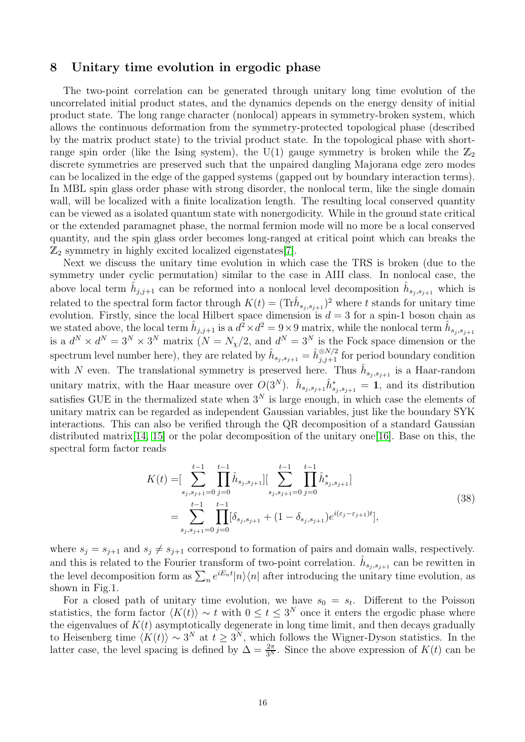## 8 Unitary time evolution in ergodic phase

The two-point correlation can be generated through unitary long time evolution of the uncorrelated initial product states, and the dynamics depends on the energy density of initial product state. The long range character (nonlocal) appears in symmetry-broken system, which allows the continuous deformation from the symmetry-protected topological phase (described by the matrix product state) to the trivial product state. In the topological phase with short-range spin order (like the Ising system), the U(1) gauge symmetry is broken while the $\mathbb{Z}_2$ discrete symmetries are preserved such that the unpaired dangling Majorana edge zero modes can be localized in the edge of the gapped systems (gapped out by boundary interaction terms). In MBL spin glass order phase with strong disorder, the nonlocal term, like the single domain wall, will be localized with a finite localization length. The resulting local conserved quantity can be viewed as a isolated quantum state with nonergodicity. While in the ground state critical or the extended paramagnet phase, the normal fermion mode will no more be a local conserved quantity, and the spin glass order becomes long-ranged at critical point which can breaks the $\mathbb{Z}_2$ symmetry in highly excited localized eigenstates[7].

Next we discuss the unitary time evolution in which case the TRS is broken (due to the symmetry under cyclic permutation) similar to the case in AIII class. In nonlocal case, the above local term $\hat{h}_{j,j+1}$ can be reformed into a nonlocal level decomposition $\hat{h}_{s_j,s_{j+1}}$ which is related to the spectral form factor through $K(t) = (\mathrm{Tr}\hat{h}_{s_j,s_{j+1}})^2$ where $t$ stands for unitary time evolution. Firstly, since the local Hilbert space dimension is $d = 3$ for a spin-1 boson chain as we stated above, the local term $\hat{h}_{j,j+1}$ is a $d^2 \times d^2 = 9\times 9$ matrix, while the nonlocal term $\hat{h}_{s_j,s_{j+1}}$ is a $d^N \times d^N = 3^N \times 3^N$ matrix ($N = N_\chi/2$, and $d^N = 3^N$ is the Fock space dimension or the spectrum level number here), they are related by $\hat{h}_{s_j,s_{j+1}} = \hat{h}_{j,j+1}^{\otimes N/2}$ for period boundary condition with $N$ even. The translational symmetry is preserved here. Thus $\hat{h}_{s_j,s_{j+1}}$ is a Haar-random unitary matrix, with the Haar measure over $O(3^N)$. $\hat{h}_{s_j,s_{j+1}}\hat{h}^*_{s_j,s_{j+1}} = \mathbf{1}$, and its distribution satisfies GUE in the thermalized state when $3^N$ is large enough, in which case the elements of unitary matrix can be regarded as independent Gaussian variables, just like the boundary SYK interactions. This can also be verified through the QR decomposition of a standard Gaussian distributed matrix[14, 15] or the polar decomposition of the unitary one[16]. Base on this, the spectral form factor reads

$$
\begin{aligned}
K(t) =&[\sum_{s_j,s_{j+1}=0}^{t-1}\prod_{j=0}^{t-1}\hat{h}_{s_j,s_{j+1}}][\sum_{s_j,s_{j+1}=0}^{t-1}\prod_{j=0}^{t-1}\hat{h}^*_{s_j,s_{j+1}}]\\
=&\sum_{s_j,s_{j+1}=0}^{t-1}\prod_{j=0}^{t-1}[\delta_{s_j,s_{j+1}} + (1-\delta_{s_j,s_{j+1}})e^{i(\varepsilon_j-\varepsilon_{j+1})t}],
\end{aligned}
\tag{38}
$$

where $s_j = s_{j+1}$ and $s_j \neq s_{j+1}$ correspond to formation of pairs and domain walls, respectively. and this is related to the Fourier transform of two-point correlation. $\hat{h}_{s_j,s_{j+1}}$ can be rewitten in the level decomposition form as $\sum_n e^{iE_nt}|n\rangle\langle n|$ after introducing the unitary time evolution, as shown in Fig.1.

For a closed path of unitary time evolution, we have $s_0 = s_t$. Different to the Poisson statistics, the form factor $\langle K(t)\rangle \sim t$ with $0 \leq t \leq 3^N$ once it enters the ergodic phase where the eigenvalues of $K(t)$ asymptotically degenerate in long time limit, and then decays gradually to Heisenberg time $\langle K(t)\rangle \sim 3^N$ at $t \geq 3^N$, which follows the Wigner-Dyson statistics. In the latter case, the level spacing is defined by $\Delta = \frac{2\pi}{3^N}$. Since the above expression of $K(t)$ can be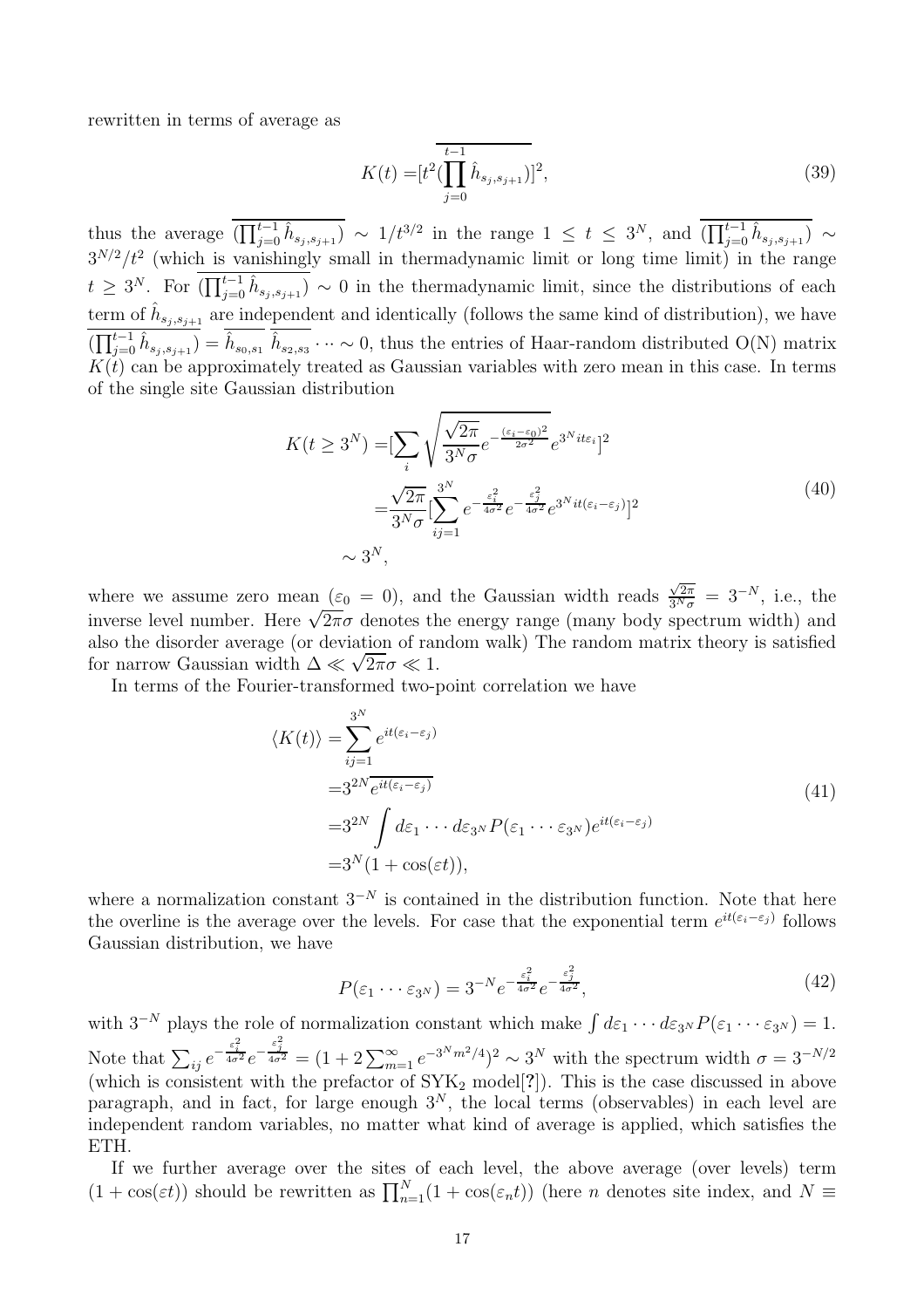rewritten in terms of average as

$$K(t) =[t^2\overline{(\prod_{j=0}^{t-1}\hat{h}_{s_j,s_{j+1}})}]^2, \tag{39}$$

thus the average $\overline{(\prod_{j=0}^{t-1}\hat{h}_{s_j,s_{j+1}})} \sim 1/t^{3/2}$ in the range $1 \leq t \leq 3^N$, and $\overline{(\prod_{j=0}^{t-1}\hat{h}_{s_j,s_{j+1}})} \sim 3^{N/2}/t^2$ (which is vanishingly small in thermadynamic limit or long time limit) in the range $t \geq 3^N$. For $\overline{(\prod_{j=0}^{t-1}\hat{h}_{s_j,s_{j+1}})} \sim 0$ in the thermadynamic limit, since the distributions of each term of $\hat{h}_{s_j,s_{j+1}}$ are independent and identically (follows the same kind of distribution), we have $\overline{(\prod_{j=0}^{t-1}\hat{h}_{s_j,s_{j+1}})} = \overline{\hat{h}_{s_0,s_1}}\ \overline{\hat{h}_{s_2,s_3}} \cdots \sim 0$, thus the entries of Haar-random distributed O(N) matrix $K(t)$ can be approximately treated as Gaussian variables with zero mean in this case. In terms of the single site Gaussian distribution

$$\begin{aligned}
K(t \geq 3^N) =&[\sum_i \sqrt{\frac{\sqrt{2\pi}}{3^N\sigma}e^{-\frac{(\varepsilon_i-\varepsilon_0)^2}{2\sigma^2}}}e^{3^N it\varepsilon_i}]^2\\
=&\frac{\sqrt{2\pi}}{3^N\sigma}[\sum_{ij=1}^{3^N} e^{-\frac{\varepsilon_i^2}{4\sigma^2}}e^{-\frac{\varepsilon_j^2}{4\sigma^2}}e^{3^N it(\varepsilon_i-\varepsilon_j)}]^2\\
\sim& 3^N,
\end{aligned} \tag{40}$$

where we assume zero mean ($\varepsilon_0 = 0$), and the Gaussian width reads $\frac{\sqrt{2\pi}}{3^N\sigma} = 3^{-N}$, i.e., the inverse level number. Here $\sqrt{2\pi}\sigma$ denotes the energy range (many body spectrum width) and also the disorder average (or deviation of random walk) The random matrix theory is satisfied for narrow Gaussian width $\Delta \ll \sqrt{2\pi}\sigma \ll 1$.

In terms of the Fourier-transformed two-point correlation we have

$$\begin{aligned}
\langle K(t)\rangle =&\sum_{ij=1}^{3^N} e^{it(\varepsilon_i-\varepsilon_j)}\\
=&3^{2N}\overline{e^{it(\varepsilon_i-\varepsilon_j)}}\\
=&3^{2N}\int d\varepsilon_1\cdots d\varepsilon_{3^N}P(\varepsilon_1\cdots\varepsilon_{3^N})e^{it(\varepsilon_i-\varepsilon_j)}\\
=&3^N(1+\cos(\varepsilon t)),
\end{aligned} \tag{41}$$

where a normalization constant $3^{-N}$ is contained in the distribution function. Note that here the overline is the average over the levels. For case that the exponential term $e^{it(\varepsilon_i-\varepsilon_j)}$ follows Gaussian distribution, we have

$$P(\varepsilon_1\cdots\varepsilon_{3^N}) = 3^{-N}e^{-\frac{\varepsilon_i^2}{4\sigma^2}}e^{-\frac{\varepsilon_j^2}{4\sigma^2}}, \tag{42}$$

with $3^{-N}$ plays the role of normalization constant which make $\int d\varepsilon_1\cdots d\varepsilon_{3^N}P(\varepsilon_1\cdots\varepsilon_{3^N}) = 1$. Note that $\sum_{ij} e^{-\frac{\varepsilon_i^2}{4\sigma^2}}e^{-\frac{\varepsilon_j^2}{4\sigma^2}} = (1+2\sum_{m=1}^{\infty}e^{-3^Nm^2/4})^2 \sim 3^N$ with the spectrum width $\sigma = 3^{-N/2}$ (which is consistent with the prefactor of $SYK_2$ model[?]). This is the case discussed in above paragraph, and in fact, for large enough $3^N$, the local terms (observables) in each level are independent random variables, no matter what kind of average is applied, which satisfies the ETH.

If we further average over the sites of each level, the above average (over levels) term $(1+\cos(\varepsilon t))$ should be rewritten as $\prod_{n=1}^N(1+\cos(\varepsilon_n t))$ (here $n$ denotes site index, and $N \equiv$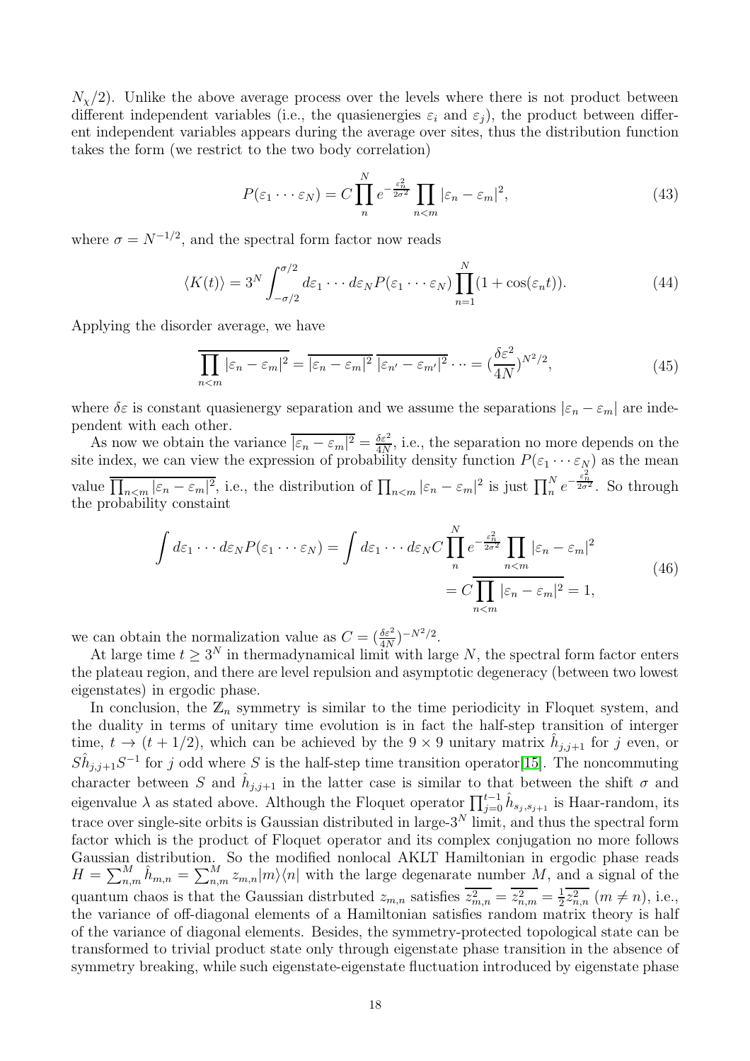$N_\chi/2$). Unlike the above average process over the levels where there is not product between different independent variables (i.e., the quasienergies $\varepsilon_i$ and $\varepsilon_j$), the product between different independent variables appears during the average over sites, thus the distribution function takes the form (we restrict to the two body correlation)

$$P(\varepsilon_1 \cdots \varepsilon_N) = C \prod_n^N e^{-\frac{\varepsilon_n^2}{2\sigma^2}} \prod_{n<m} |\varepsilon_n - \varepsilon_m|^2, \tag{43}$$

where $\sigma = N^{-1/2}$, and the spectral form factor now reads

$$\langle K(t) \rangle = 3^N \int_{-\sigma/2}^{\sigma/2} d\varepsilon_1 \cdots d\varepsilon_N P(\varepsilon_1 \cdots \varepsilon_N) \prod_{n=1}^N (1 + \cos(\varepsilon_n t)). \tag{44}$$

Applying the disorder average, we have

$$\overline{\prod_{n<m} |\varepsilon_n - \varepsilon_m|^2} = \overline{|\varepsilon_n - \varepsilon_m|^2}\ \overline{|\varepsilon_{n'} - \varepsilon_{m'}|^2} \cdots = (\frac{\delta\varepsilon^2}{4N})^{N^2/2}, \tag{45}$$

where $\delta\varepsilon$ is constant quasienergy separation and we assume the separations $|\varepsilon_n - \varepsilon_m|$ are independent with each other.

As now we obtain the variance $\overline{|\varepsilon_n - \varepsilon_m|^2} = \frac{\delta\varepsilon^2}{4N}$, i.e., the separation no more depends on the site index, we can view the expression of probability density function $P(\varepsilon_1 \cdots \varepsilon_N)$ as the mean value $\overline{\prod_{n<m} |\varepsilon_n - \varepsilon_m|^2}$, i.e., the distribution of $\prod_{n<m} |\varepsilon_n - \varepsilon_m|^2$ is just $\prod_n^N e^{-\frac{\varepsilon_n^2}{2\sigma^2}}$. So through the probability constaint

$$\begin{aligned}\int d\varepsilon_1 \cdots d\varepsilon_N P(\varepsilon_1 \cdots \varepsilon_N) &= \int d\varepsilon_1 \cdots d\varepsilon_N C \prod_n^N e^{-\frac{\varepsilon_n^2}{2\sigma^2}} \prod_{n<m} |\varepsilon_n - \varepsilon_m|^2 \\ &= C \overline{\prod_{n<m} |\varepsilon_n - \varepsilon_m|^2} = 1,\end{aligned} \tag{46}$$

we can obtain the normalization value as $C = (\frac{\delta\varepsilon^2}{4N})^{-N^2/2}$.

At large time $t \geq 3^N$ in thermadynamical limit with large $N$, the spectral form factor enters the plateau region, and there are level repulsion and asymptotic degeneracy (between two lowest eigenstates) in ergodic phase.

In conclusion, the $\mathbb{Z}_n$ symmetry is similar to the time periodicity in Floquet system, and the duality in terms of unitary time evolution is in fact the half-step transition of interger time, $t \to (t + 1/2)$, which can be achieved by the $9 \times 9$ unitary matrix $\hat{h}_{j,j+1}$ for $j$ even, or $S\hat{h}_{j,j+1}S^{-1}$ for $j$ odd where $S$ is the half-step time transition operator[15]. The noncommuting character between $S$ and $\hat{h}_{j,j+1}$ in the latter case is similar to that between the shift $\sigma$ and eigenvalue $\lambda$ as stated above. Although the Floquet operator $\prod_{j=0}^{t-1} \hat{h}_{s_j,s_{j+1}}$ is Haar-random, its trace over single-site orbits is Gaussian distributed in large-$3^N$ limit, and thus the spectral form factor which is the product of Floquet operator and its complex conjugation no more follows Gaussian distribution. So the modified nonlocal AKLT Hamiltonian in ergodic phase reads $H = \sum_{n,m}^M \hat{h}_{m,n} = \sum_{n,m}^M z_{m,n} |m\rangle\langle n|$ with the large degenerate number $M$, and a signal of the quantum chaos is that the Gaussian distrbuted $z_{m,n}$ satisfies $\overline{z_{m,n}^2} = \overline{z_{n,m}^2} = \frac{1}{2}\overline{z_{n,n}^2}$ ($m \neq n$), i.e., the variance of off-diagonal elements of a Hamiltonian satisfies random matrix theory is half of the variance of diagonal elements. Besides, the symmetry-protected topological state can be transformed to trivial product state only through eigenstate phase transition in the absence of symmetry breaking, while such eigenstate-eigenstate fluctuation introduced by eigenstate phase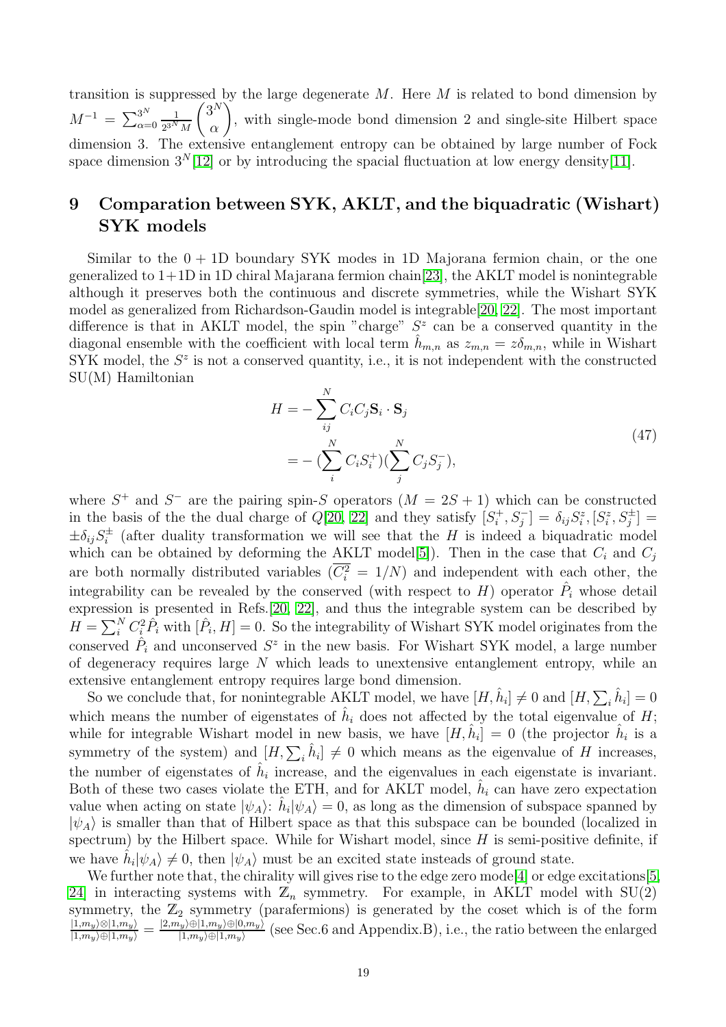transition is suppressed by the large degenerate $M$. Here $M$ is related to bond dimension by $M^{-1} = \sum_{\alpha=0}^{3^N} \frac{1}{2^{3^N} M} \begin{pmatrix} 3^N \\ \alpha \end{pmatrix}$, with single-mode bond dimension 2 and single-site Hilbert space dimension 3. The extensive entanglement entropy can be obtained by large number of Fock space dimension $3^N$[12] or by introducing the spacial fluctuation at low energy density[11].

## 9 Comparation between SYK, AKLT, and the biquadratic (Wishart) SYK models

Similar to the 0 + 1D boundary SYK modes in 1D Majorana fermion chain, or the one generalized to 1+1D in 1D chiral Majarana fermion chain[23], the AKLT model is nonintegrable although it preserves both the continuous and discrete symmetries, while the Wishart SYK model as generalized from Richardson-Gaudin model is integrable[20, 22]. The most important difference is that in AKLT model, the spin "charge" $S^z$ can be a conserved quantity in the diagonal ensemble with the coefficient with local term $\hat{h}_{m,n}$ as $z_{m,n} = z\delta_{m,n}$, while in Wishart SYK model, the $S^z$ is not a conserved quantity, i.e., it is not independent with the constructed SU(M) Hamiltonian

$$
\begin{aligned}
H =& -\sum_{ij}^{N} C_i C_j \mathbf{S}_i \cdot \mathbf{S}_j \\
=& -(\sum_{i}^{N} C_i S_i^+)(\sum_{j}^{N} C_j S_j^-),
\end{aligned}
\tag{47}
$$

where $S^+$ and $S^-$ are the pairing spin-$S$ operators ($M = 2S+1$) which can be constructed in the basis of the the dual charge of $Q$[20, 22] and they satisfy $[S_i^+, S_j^-] = \delta_{ij} S_i^z, [S_i^z, S_j^{\pm}] = \pm\delta_{ij} S_i^{\pm}$ (after duality transformation we will see that the $H$ is indeed a biquadratic model which can be obtained by deforming the AKLT model[5]). Then in the case that $C_i$ and $C_j$ are both normally distributed variables ($\overline{C_i^2} = 1/N$) and independent with each other, the integrability can be revealed by the conserved (with respect to $H$) operator $\hat{P}_i$ whose detail expression is presented in Refs.[20, 22], and thus the integrable system can be described by $H = \sum_i^N C_i^2 \hat{P}_i$ with $[\hat{P}_i, H] = 0$. So the integrability of Wishart SYK model originates from the conserved $\hat{P}_i$ and unconserved $S^z$ in the new basis. For Wishart SYK model, a large number of degeneracy requires large $N$ which leads to unextensive entanglement entropy, while an extensive entanglement entropy requires large bond dimension.

So we conclude that, for nonintegrable AKLT model, we have $[H, \hat{h}_i] \neq 0$ and $[H, \sum_i \hat{h}_i] = 0$ which means the number of eigenstates of $\hat{h}_i$ does not affected by the total eigenvalue of $H$; while for integrable Wishart model in new basis, we have $[H, \hat{h}_i] = 0$ (the projector $\hat{h}_i$ is a symmetry of the system) and $[H, \sum_i \hat{h}_i] \neq 0$ which means as the eigenvalue of $H$ increases, the number of eigenstates of $\hat{h}_i$ increase, and the eigenvalues in each eigenstate is invariant. Both of these two cases violate the ETH, and for AKLT model, $\hat{h}_i$ can have zero expectation value when acting on state $|\psi_A\rangle$: $\hat{h}_i|\psi_A\rangle = 0$, as long as the dimension of subspace spanned by $|\psi_A\rangle$ is smaller than that of Hilbert space as that this subspace can be bounded (localized in spectrum) by the Hilbert space. While for Wishart model, since $H$ is semi-positive definite, if we have $\hat{h}_i|\psi_A\rangle \neq 0$, then $|\psi_A\rangle$ must be an excited state insteads of ground state.

We further note that, the chirality will gives rise to the edge zero mode[4] or edge excitations[5, 24] in interacting systems with $\mathbb{Z}_n$ symmetry. For example, in AKLT model with SU(2) symmetry, the $\mathbb{Z}_2$ symmetry (parafermions) is generated by the coset which is of the form $\frac{|1,m_y\rangle \otimes |1,m_y\rangle}{|1,m_y\rangle \oplus |1,m_y\rangle} = \frac{|2,m_y\rangle \oplus |1,m_y\rangle \oplus |0,m_y\rangle}{|1,m_y\rangle \oplus |1,m_y\rangle}$ (see Sec.6 and Appendix.B), i.e., the ratio between the enlarged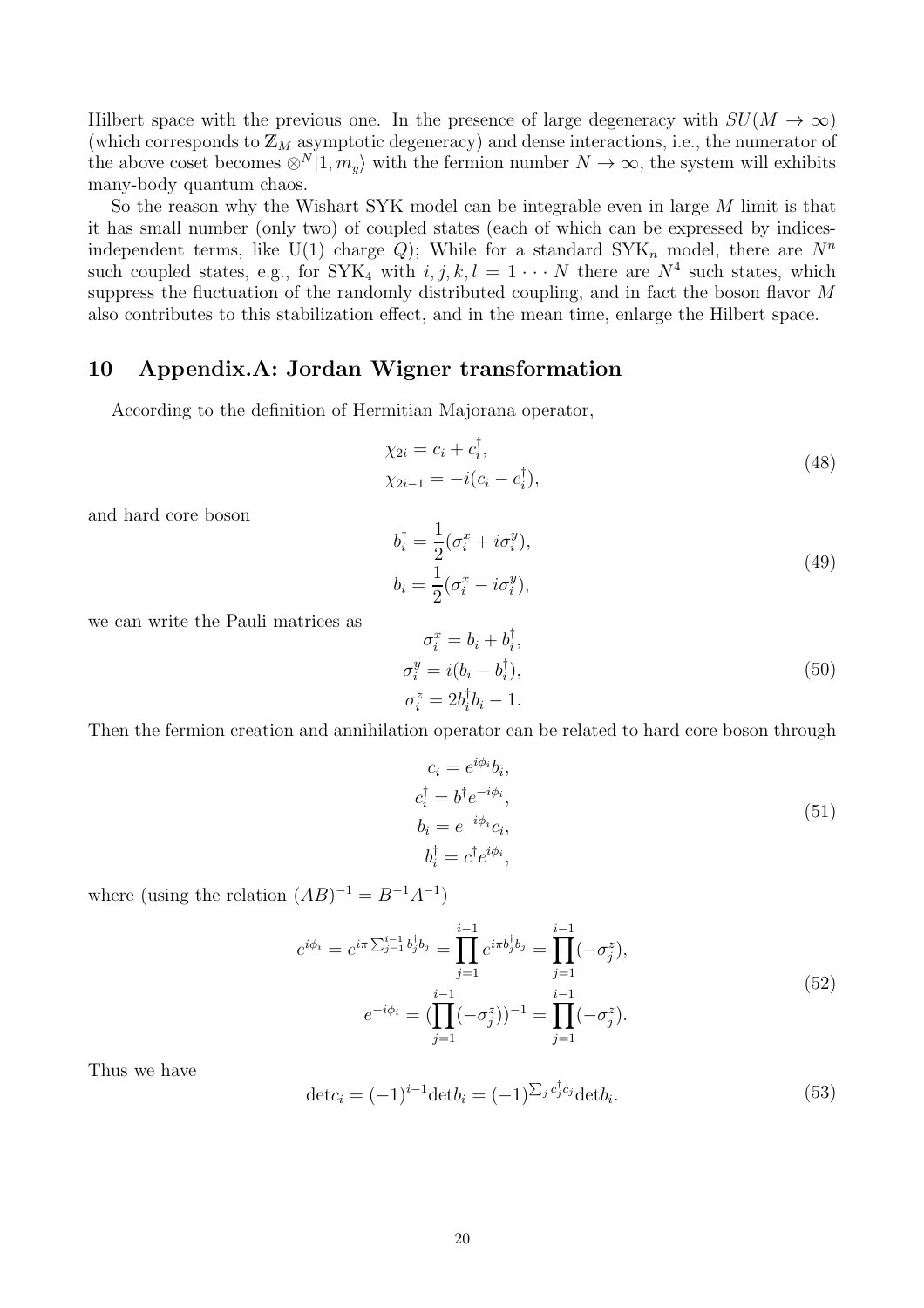Hilbert space with the previous one. In the presence of large degeneracy with $SU(M \to \infty)$ (which corresponds to $\mathbb{Z}_M$ asymptotic degeneracy) and dense interactions, i.e., the numerator of the above coset becomes $\otimes^N |1, m_y\rangle$ with the fermion number $N \to \infty$, the system will exhibits many-body quantum chaos.

So the reason why the Wishart SYK model can be integrable even in large $M$ limit is that it has small number (only two) of coupled states (each of which can be expressed by indices-independent terms, like U(1) charge $Q$); While for a standard SYK$_n$ model, there are $N^n$ such coupled states, e.g., for SYK$_4$ with $i,j,k,l = 1 \cdots N$ there are $N^4$ such states, which suppress the fluctuation of the randomly distributed coupling, and in fact the boson flavor $M$ also contributes to this stabilization effect, and in the mean time, enlarge the Hilbert space.

## 10 Appendix.A: Jordan Wigner transformation

According to the definition of Hermitian Majorana operator,

$$
\begin{aligned}
\chi_{2i} &= c_i + c_i^\dagger, \\
\chi_{2i-1} &= -i(c_i - c_i^\dagger),
\end{aligned}
\tag{48}
$$

and hard core boson

$$
\begin{aligned}
b_i^\dagger &= \frac{1}{2}(\sigma_i^x + i\sigma_i^y), \\
b_i &= \frac{1}{2}(\sigma_i^x - i\sigma_i^y),
\end{aligned}
\tag{49}
$$

we can write the Pauli matrices as

$$
\begin{aligned}
\sigma_i^x &= b_i + b_i^\dagger, \\
\sigma_i^y &= i(b_i - b_i^\dagger), \\
\sigma_i^z &= 2b_i^\dagger b_i - 1.
\end{aligned}
\tag{50}
$$

Then the fermion creation and annihilation operator can be related to hard core boson through

$$
\begin{aligned}
c_i &= e^{i\phi_i} b_i, \\
c_i^\dagger &= b^\dagger e^{-i\phi_i}, \\
b_i &= e^{-i\phi_i} c_i, \\
b_i^\dagger &= c^\dagger e^{i\phi_i},
\end{aligned}
\tag{51}
$$

where (using the relation $(AB)^{-1} = B^{-1}A^{-1}$)

$$
\begin{aligned}
e^{i\phi_i} = e^{i\pi \sum_{j=1}^{i-1} b_j^\dagger b_j} &= \prod_{j=1}^{i-1} e^{i\pi b_j^\dagger b_j} = \prod_{j=1}^{i-1} (-\sigma_j^z), \\
e^{-i\phi_i} &= (\prod_{j=1}^{i-1} (-\sigma_j^z))^{-1} = \prod_{j=1}^{i-1} (-\sigma_j^z).
\end{aligned}
\tag{52}
$$

Thus we have

$$
\det c_i = (-1)^{i-1} \det b_i = (-1)^{\sum_j c_j^\dagger c_j} \det b_i. \tag{53}
$$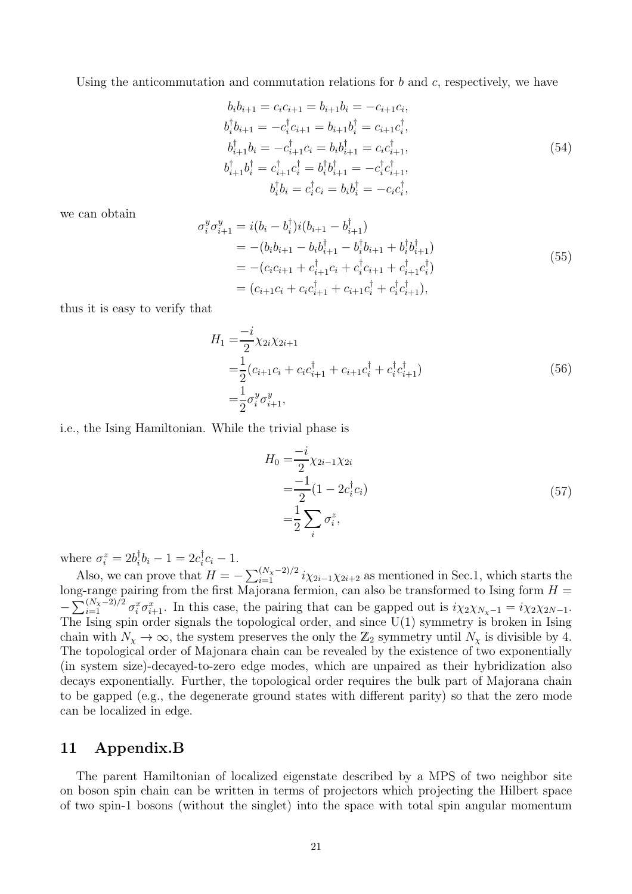Using the anticommutation and commutation relations for $b$ and $c$, respectively, we have

$$
\begin{aligned}
b_i b_{i+1} = c_i c_{i+1} = b_{i+1} b_i = -c_{i+1} c_i, \\
b_i^\dagger b_{i+1} = -c_i^\dagger c_{i+1} = b_{i+1} b_i^\dagger = c_{i+1} c_i^\dagger, \\
b_{i+1}^\dagger b_i = -c_{i+1}^\dagger c_i = b_i b_{i+1}^\dagger = c_i c_{i+1}^\dagger, \\
b_{i+1}^\dagger b_i^\dagger = c_{i+1}^\dagger c_i^\dagger = b_i^\dagger b_{i+1}^\dagger = -c_i^\dagger c_{i+1}^\dagger, \\
b_i^\dagger b_i = c_i^\dagger c_i = b_i b_i^\dagger = -c_i c_i^\dagger,
\end{aligned}
\tag{54}
$$

we can obtain

$$
\begin{aligned}
\sigma_i^y \sigma_{i+1}^y &= i(b_i - b_i^\dagger) i(b_{i+1} - b_{i+1}^\dagger) \\
&= -(b_i b_{i+1} - b_i b_{i+1}^\dagger - b_i^\dagger b_{i+1} + b_i^\dagger b_{i+1}^\dagger) \\
&= -(c_i c_{i+1} + c_{i+1}^\dagger c_i + c_i^\dagger c_{i+1} + c_{i+1}^\dagger c_i^\dagger) \\
&= (c_{i+1} c_i + c_i c_{i+1}^\dagger + c_{i+1} c_i^\dagger + c_i^\dagger c_{i+1}^\dagger),
\end{aligned}
\tag{55}
$$

thus it is easy to verify that

$$
\begin{aligned}
H_1 =& \frac{-i}{2} \chi_{2i} \chi_{2i+1} \\
=& \frac{1}{2} (c_{i+1} c_i + c_i c_{i+1}^\dagger + c_{i+1} c_i^\dagger + c_i^\dagger c_{i+1}^\dagger) \\
=& \frac{1}{2} \sigma_i^y \sigma_{i+1}^y,
\end{aligned}
\tag{56}
$$

i.e., the Ising Hamiltonian. While the trivial phase is

$$
\begin{aligned}
H_0 =& \frac{-i}{2} \chi_{2i-1} \chi_{2i} \\
=& \frac{-1}{2} (1 - 2c_i^\dagger c_i) \\
=& \frac{1}{2} \sum_i \sigma_i^z,
\end{aligned}
\tag{57}
$$

where $\sigma_i^z = 2b_i^\dagger b_i - 1 = 2c_i^\dagger c_i - 1$.

Also, we can prove that $H = -\sum_{i=1}^{(N_\chi-2)/2} i\chi_{2i-1}\chi_{2i+2}$ as mentioned in Sec.1, which starts the long-range pairing from the first Majorana fermion, can also be transformed to Ising form $H = -\sum_{i=1}^{(N_\chi-2)/2} \sigma_i^x \sigma_{i+1}^x$. In this case, the pairing that can be gapped out is $i\chi_2\chi_{N_\chi-1} = i\chi_2\chi_{2N-1}$. The Ising spin order signals the topological order, and since U(1) symmetry is broken in Ising chain with $N_\chi \to \infty$, the system preserves the only the $\mathbb{Z}_2$ symmetry until $N_\chi$ is divisible by 4. The topological order of Majonara chain can be revealed by the existence of two exponentially (in system size)-decayed-to-zero edge modes, which are unpaired as their hybridization also decays exponentially. Further, the topological order requires the bulk part of Majorana chain to be gapped (e.g., the degenerate ground states with different parity) so that the zero mode can be localized in edge.

## 11 Appendix.B

The parent Hamiltonian of localized eigenstate described by a MPS of two neighbor site on boson spin chain can be written in terms of projectors which projecting the Hilbert space of two spin-1 bosons (without the singlet) into the space with total spin angular momentum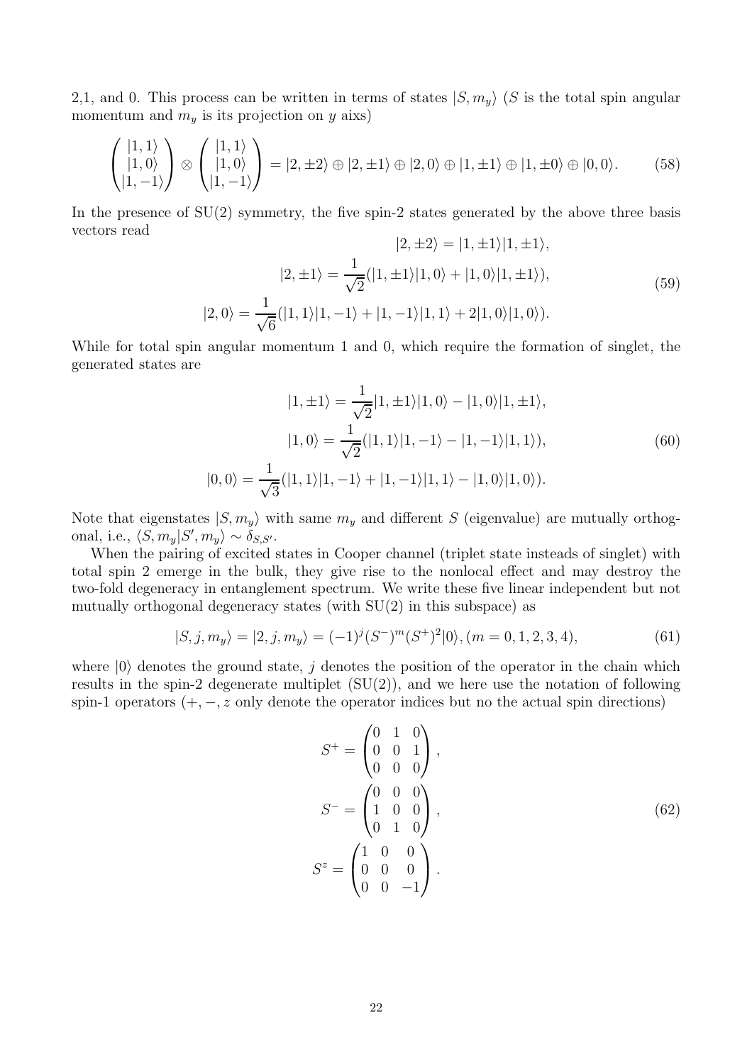2,1, and 0. This process can be written in terms of states $|S, m_y\rangle$ ($S$ is the total spin angular momentum and $m_y$ is its projection on $y$ aixs)

$$\begin{pmatrix} |1,1\rangle \\ |1,0\rangle \\ |1,-1\rangle \end{pmatrix} \otimes \begin{pmatrix} |1,1\rangle \\ |1,0\rangle \\ |1,-1\rangle \end{pmatrix} = |2,\pm 2\rangle \oplus |2,\pm 1\rangle \oplus |2,0\rangle \oplus |1,\pm 1\rangle \oplus |1,\pm 0\rangle \oplus |0,0\rangle. \tag{58}$$

In the presence of SU(2) symmetry, the five spin-2 states generated by the above three basis vectors read

$$\begin{aligned} |2,\pm 2\rangle &= |1,\pm 1\rangle|1,\pm 1\rangle, \\ |2,\pm 1\rangle &= \frac{1}{\sqrt{2}}(|1,\pm 1\rangle|1,0\rangle + |1,0\rangle|1,\pm 1\rangle), \\ |2,0\rangle &= \frac{1}{\sqrt{6}}(|1,1\rangle|1,-1\rangle + |1,-1\rangle|1,1\rangle + 2|1,0\rangle|1,0\rangle). \end{aligned} \tag{59}$$

While for total spin angular momentum 1 and 0, which require the formation of singlet, the generated states are

$$\begin{aligned} |1,\pm 1\rangle &= \frac{1}{\sqrt{2}}|1,\pm 1\rangle|1,0\rangle - |1,0\rangle|1,\pm 1\rangle, \\ |1,0\rangle &= \frac{1}{\sqrt{2}}(|1,1\rangle|1,-1\rangle - |1,-1\rangle|1,1\rangle), \\ |0,0\rangle &= \frac{1}{\sqrt{3}}(|1,1\rangle|1,-1\rangle + |1,-1\rangle|1,1\rangle - |1,0\rangle|1,0\rangle). \end{aligned} \tag{60}$$

Note that eigenstates $|S, m_y\rangle$ with same $m_y$ and different $S$ (eigenvalue) are mutually orthogonal, i.e., $\langle S, m_y|S', m_y\rangle \sim \delta_{S,S'}$.

When the pairing of excited states in Cooper channel (triplet state insteads of singlet) with total spin 2 emerge in the bulk, they give rise to the nonlocal effect and may destroy the two-fold degeneracy in entanglement spectrum. We write these five linear independent but not mutually orthogonal degeneracy states (with SU(2) in this subspace) as

$$|S, j, m_y\rangle = |2, j, m_y\rangle = (-1)^j (S^-)^m (S^+)^2 |0\rangle, (m = 0, 1, 2, 3, 4), \tag{61}$$

where $|0\rangle$ denotes the ground state, $j$ denotes the position of the operator in the chain which results in the spin-2 degenerate multiplet (SU(2)), and we here use the notation of following spin-1 operators ($+, -, z$ only denote the operator indices but no the actual spin directions)

$$\begin{aligned} S^+ &= \begin{pmatrix} 0 & 1 & 0 \\ 0 & 0 & 1 \\ 0 & 0 & 0 \end{pmatrix}, \\ S^- &= \begin{pmatrix} 0 & 0 & 0 \\ 1 & 0 & 0 \\ 0 & 1 & 0 \end{pmatrix}, \\ S^z &= \begin{pmatrix} 1 & 0 & 0 \\ 0 & 0 & 0 \\ 0 & 0 & -1 \end{pmatrix}. \end{aligned} \tag{62}$$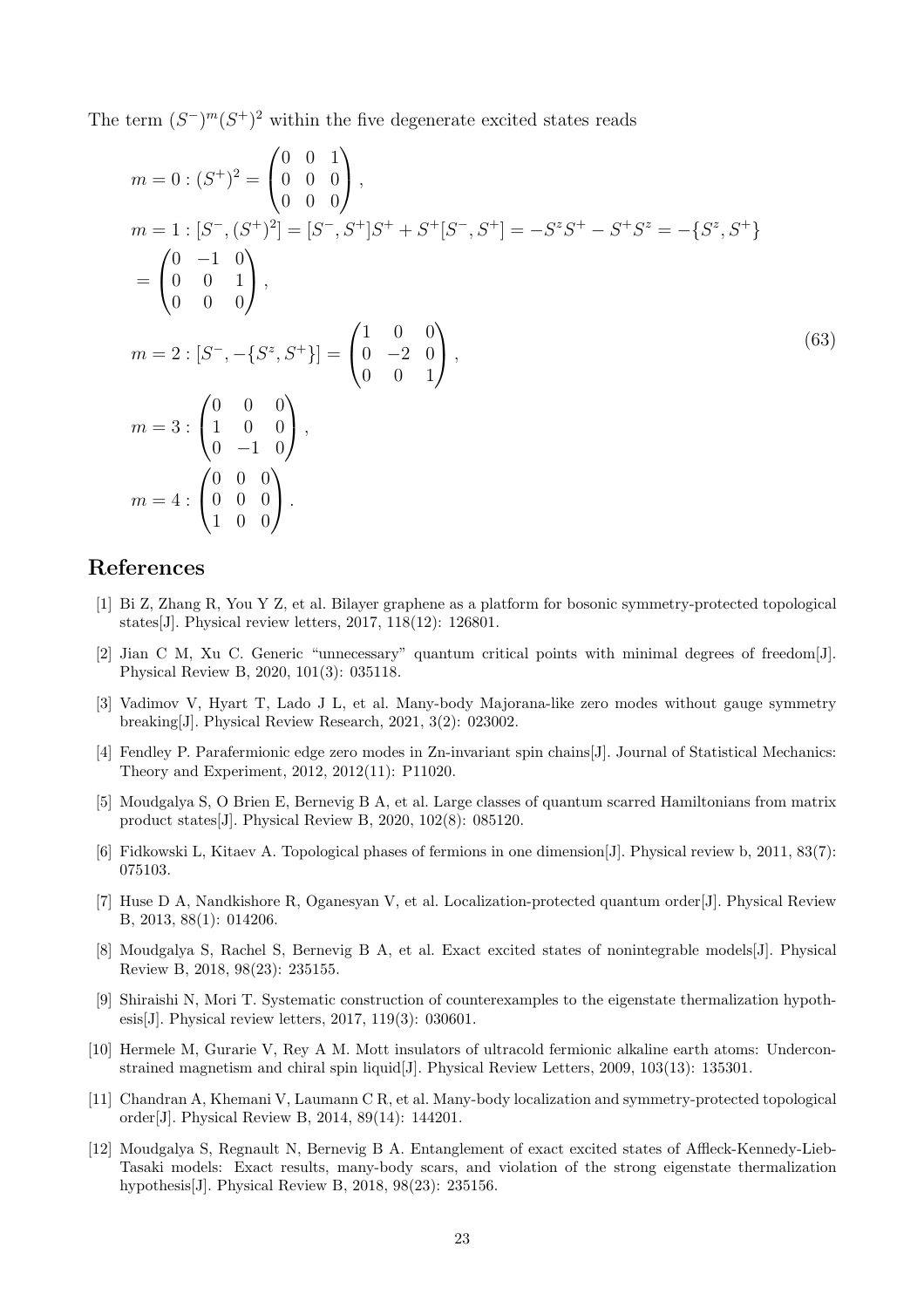The term $(S^-)^m(S^+)^2$ within the five degenerate excited states reads

$$
\begin{aligned}
&m=0: (S^+)^2 = \begin{pmatrix} 0 & 0 & 1 \\ 0 & 0 & 0 \\ 0 & 0 & 0 \end{pmatrix}, \\
&m=1: [S^-, (S^+)^2] = [S^-, S^+]S^+ + S^+[S^-, S^+] = -S^zS^+ - S^+S^z = -\{S^z, S^+\} \\
&= \begin{pmatrix} 0 & -1 & 0 \\ 0 & 0 & 1 \\ 0 & 0 & 0 \end{pmatrix}, \\
&m=2: [S^-, -\{S^z, S^+\}] = \begin{pmatrix} 1 & 0 & 0 \\ 0 & -2 & 0 \\ 0 & 0 & 1 \end{pmatrix}, \\
&m=3: \begin{pmatrix} 0 & 0 & 0 \\ 1 & 0 & 0 \\ 0 & -1 & 0 \end{pmatrix}, \\
&m=4: \begin{pmatrix} 0 & 0 & 0 \\ 0 & 0 & 0 \\ 1 & 0 & 0 \end{pmatrix}.
\end{aligned}
\tag{63}
$$

## References

[1] Bi Z, Zhang R, You Y Z, et al. Bilayer graphene as a platform for bosonic symmetry-protected topological states[J]. Physical review letters, 2017, 118(12): 126801.

[2] Jian C M, Xu C. Generic "unnecessary" quantum critical points with minimal degrees of freedom[J]. Physical Review B, 2020, 101(3): 035118.

[3] Vadimov V, Hyart T, Lado J L, et al. Many-body Majorana-like zero modes without gauge symmetry breaking[J]. Physical Review Research, 2021, 3(2): 023002.

[4] Fendley P. Parafermionic edge zero modes in Zn-invariant spin chains[J]. Journal of Statistical Mechanics: Theory and Experiment, 2012, 2012(11): P11020.

[5] Moudgalya S, O Brien E, Bernevig B A, et al. Large classes of quantum scarred Hamiltonians from matrix product states[J]. Physical Review B, 2020, 102(8): 085120.

[6] Fidkowski L, Kitaev A. Topological phases of fermions in one dimension[J]. Physical review b, 2011, 83(7): 075103.

[7] Huse D A, Nandkishore R, Oganesyan V, et al. Localization-protected quantum order[J]. Physical Review B, 2013, 88(1): 014206.

[8] Moudgalya S, Rachel S, Bernevig B A, et al. Exact excited states of nonintegrable models[J]. Physical Review B, 2018, 98(23): 235155.

[9] Shiraishi N, Mori T. Systematic construction of counterexamples to the eigenstate thermalization hypothesis[J]. Physical review letters, 2017, 119(3): 030601.

[10] Hermele M, Gurarie V, Rey A M. Mott insulators of ultracold fermionic alkaline earth atoms: Underconstrained magnetism and chiral spin liquid[J]. Physical Review Letters, 2009, 103(13): 135301.

[11] Chandran A, Khemani V, Laumann C R, et al. Many-body localization and symmetry-protected topological order[J]. Physical Review B, 2014, 89(14): 144201.

[12] Moudgalya S, Regnault N, Bernevig B A. Entanglement of exact excited states of Affleck-Kennedy-Lieb-Tasaki models: Exact results, many-body scars, and violation of the strong eigenstate thermalization hypothesis[J]. Physical Review B, 2018, 98(23): 235156.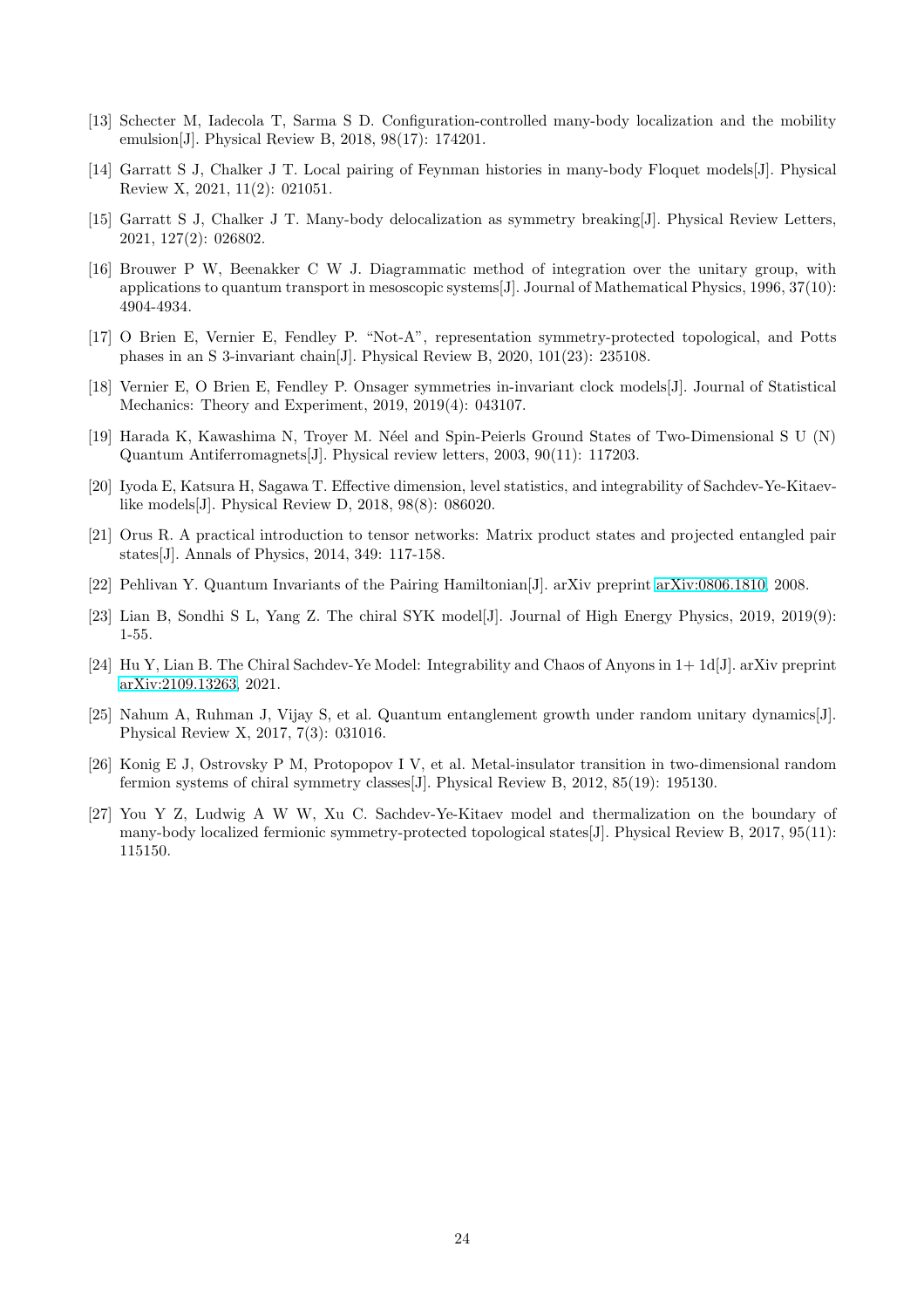[13] Schecter M, Iadecola T, Sarma S D. Configuration-controlled many-body localization and the mobility emulsion[J]. Physical Review B, 2018, 98(17): 174201.

[14] Garratt S J, Chalker J T. Local pairing of Feynman histories in many-body Floquet models[J]. Physical Review X, 2021, 11(2): 021051.

[15] Garratt S J, Chalker J T. Many-body delocalization as symmetry breaking[J]. Physical Review Letters, 2021, 127(2): 026802.

[16] Brouwer P W, Beenakker C W J. Diagrammatic method of integration over the unitary group, with applications to quantum transport in mesoscopic systems[J]. Journal of Mathematical Physics, 1996, 37(10): 4904-4934.

[17] O Brien E, Vernier E, Fendley P. "Not-A", representation symmetry-protected topological, and Potts phases in an S 3-invariant chain[J]. Physical Review B, 2020, 101(23): 235108.

[18] Vernier E, O Brien E, Fendley P. Onsager symmetries in-invariant clock models[J]. Journal of Statistical Mechanics: Theory and Experiment, 2019, 2019(4): 043107.

[19] Harada K, Kawashima N, Troyer M. Néel and Spin-Peierls Ground States of Two-Dimensional S U (N) Quantum Antiferromagnets[J]. Physical review letters, 2003, 90(11): 117203.

[20] Iyoda E, Katsura H, Sagawa T. Effective dimension, level statistics, and integrability of Sachdev-Ye-Kitaev-like models[J]. Physical Review D, 2018, 98(8): 086020.

[21] Orus R. A practical introduction to tensor networks: Matrix product states and projected entangled pair states[J]. Annals of Physics, 2014, 349: 117-158.

[22] Pehlivan Y. Quantum Invariants of the Pairing Hamiltonian[J]. arXiv preprint arXiv:0806.1810, 2008.

[23] Lian B, Sondhi S L, Yang Z. The chiral SYK model[J]. Journal of High Energy Physics, 2019, 2019(9): 1-55.

[24] Hu Y, Lian B. The Chiral Sachdev-Ye Model: Integrability and Chaos of Anyons in 1+ 1d[J]. arXiv preprint arXiv:2109.13263, 2021.

[25] Nahum A, Ruhman J, Vijay S, et al. Quantum entanglement growth under random unitary dynamics[J]. Physical Review X, 2017, 7(3): 031016.

[26] Konig E J, Ostrovsky P M, Protopopov I V, et al. Metal-insulator transition in two-dimensional random fermion systems of chiral symmetry classes[J]. Physical Review B, 2012, 85(19): 195130.

[27] You Y Z, Ludwig A W W, Xu C. Sachdev-Ye-Kitaev model and thermalization on the boundary of many-body localized fermionic symmetry-protected topological states[J]. Physical Review B, 2017, 95(11): 115150.